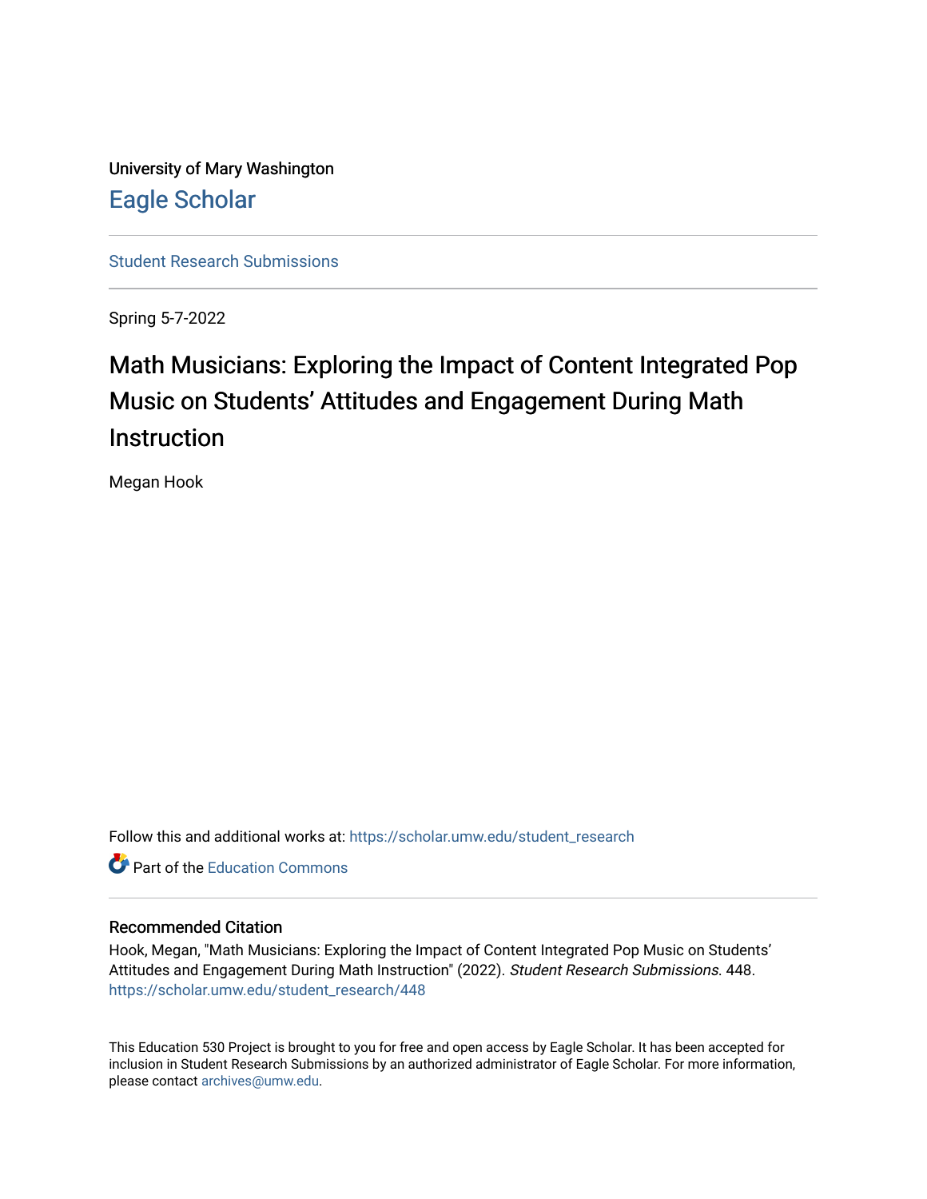University of Mary Washington

Eagle Scholar

Student Research Submissions

Spring 5-7-2022

# Math Musicians: Exploring the Impact of Content Integrated Pop Music on Students' Attitudes and Engagement During Math Instruction

Megan Hook

Follow this and additional works at: https://scholar.umw.edu/student_research

Part of the Education Commons

## Recommended Citation

Hook, Megan, "Math Musicians: Exploring the Impact of Content Integrated Pop Music on Students' Attitudes and Engagement During Math Instruction" (2022). *Student Research Submissions*. 448. https://scholar.umw.edu/student_research/448

This Education 530 Project is brought to you for free and open access by Eagle Scholar. It has been accepted for inclusion in Student Research Submissions by an authorized administrator of Eagle Scholar. For more information, please contact archives@umw.edu.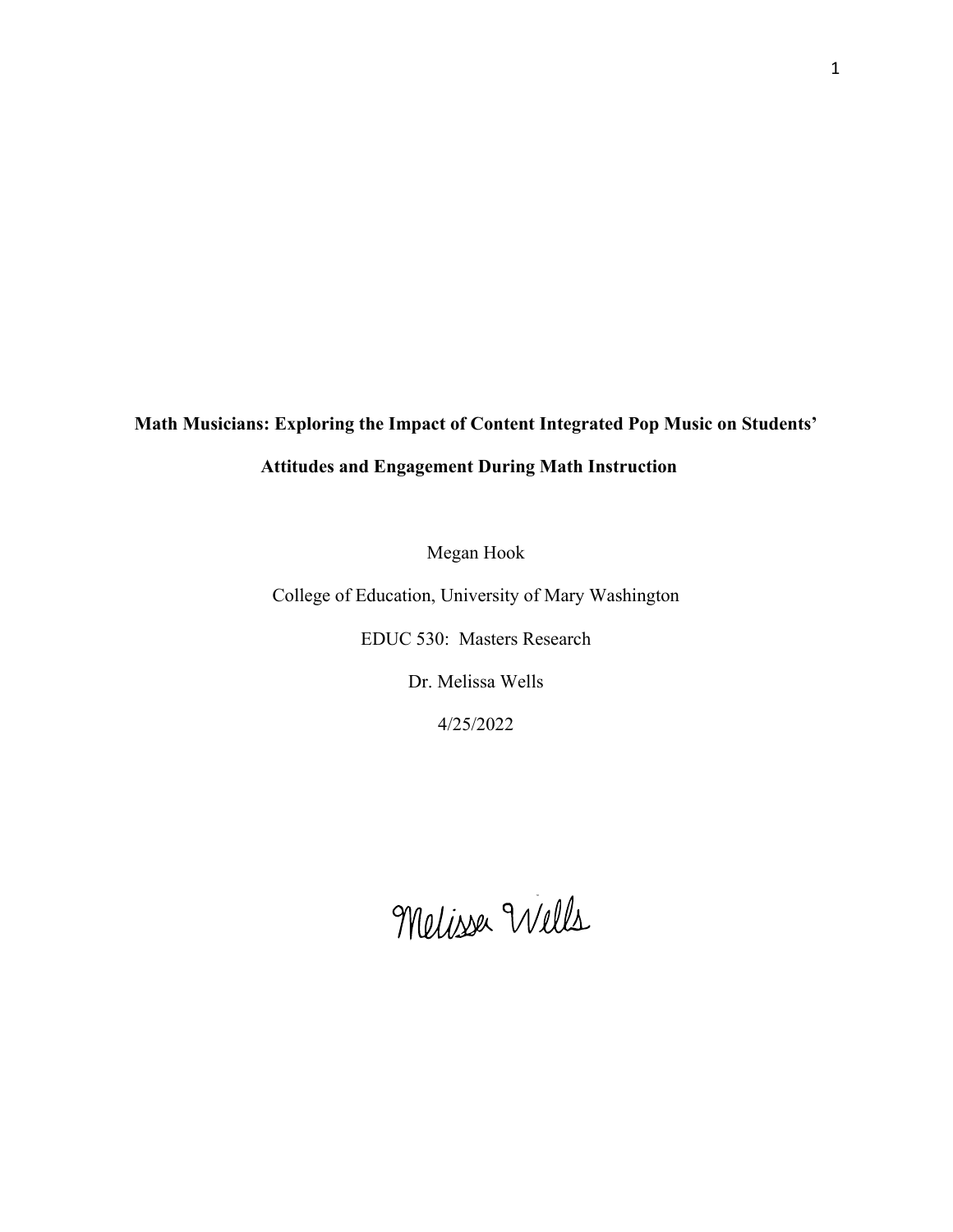**Math Musicians: Exploring the Impact of Content Integrated Pop Music on Students' Attitudes and Engagement During Math Instruction**

Megan Hook

College of Education, University of Mary Washington

EDUC 530: Masters Research

Dr. Melissa Wells

4/25/2022

Melissa Wells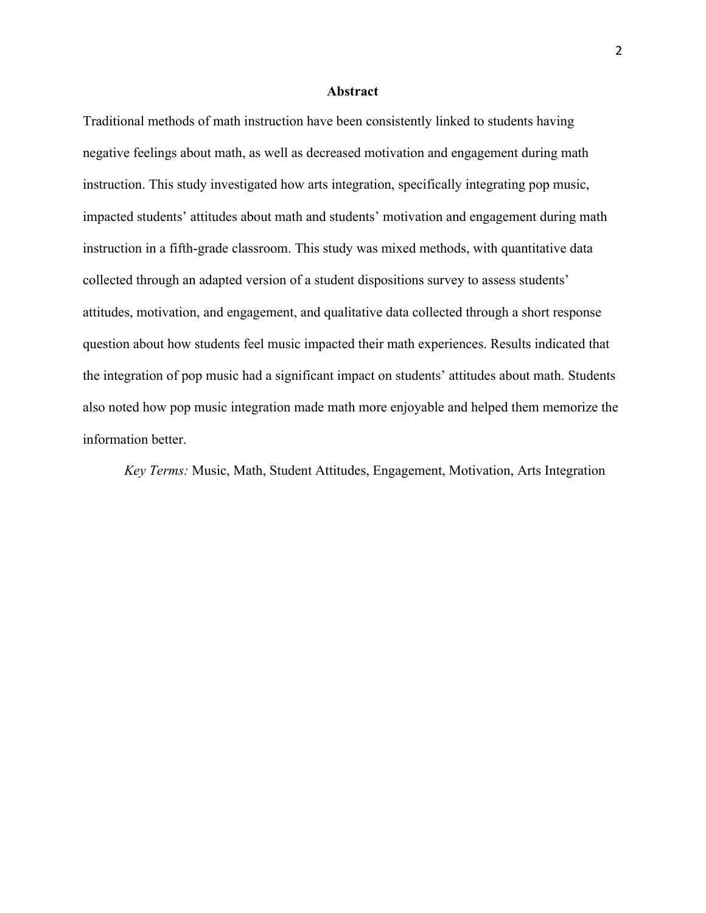## Abstract

Traditional methods of math instruction have been consistently linked to students having negative feelings about math, as well as decreased motivation and engagement during math instruction. This study investigated how arts integration, specifically integrating pop music, impacted students' attitudes about math and students' motivation and engagement during math instruction in a fifth-grade classroom. This study was mixed methods, with quantitative data collected through an adapted version of a student dispositions survey to assess students' attitudes, motivation, and engagement, and qualitative data collected through a short response question about how students feel music impacted their math experiences. Results indicated that the integration of pop music had a significant impact on students' attitudes about math. Students also noted how pop music integration made math more enjoyable and helped them memorize the information better.

*Key Terms:* Music, Math, Student Attitudes, Engagement, Motivation, Arts Integration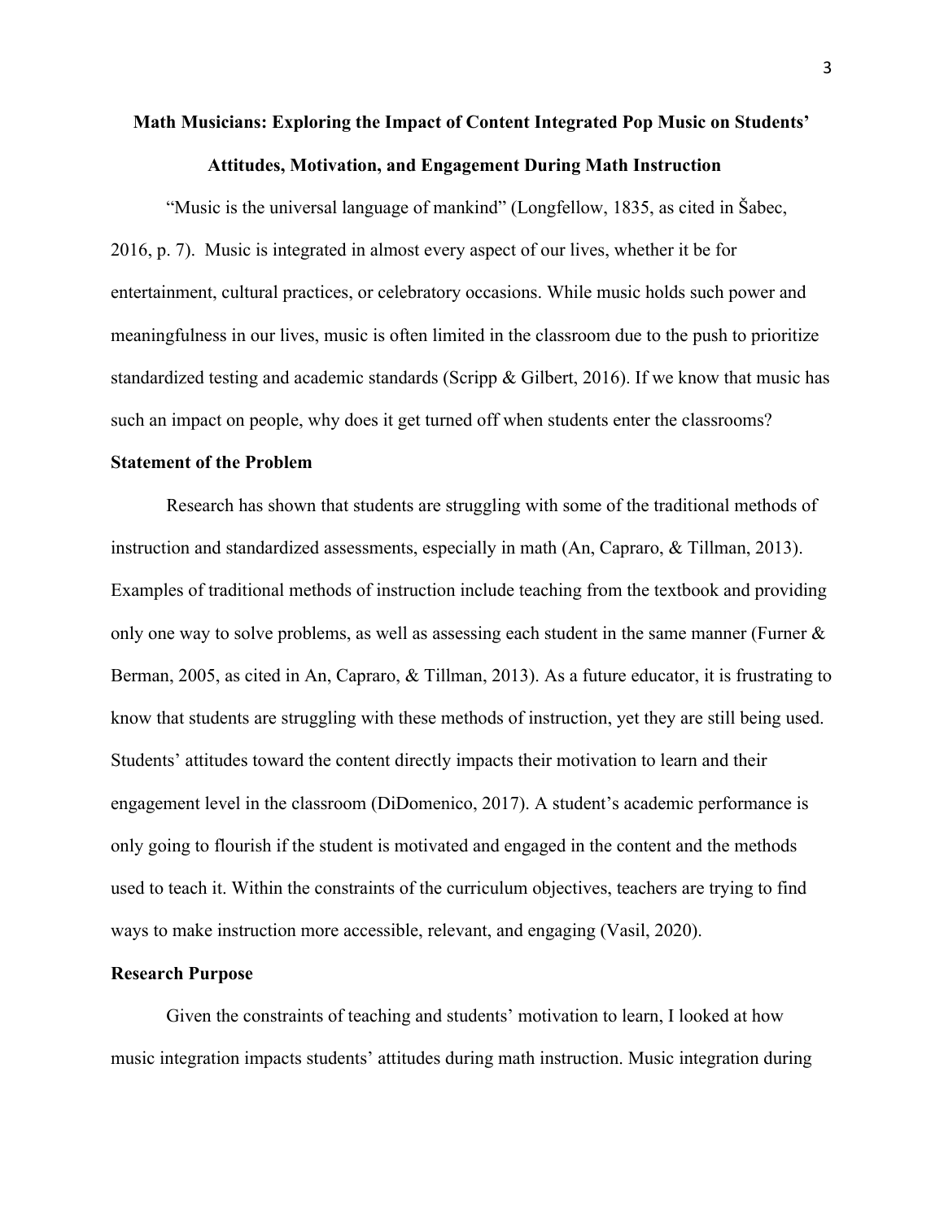# Math Musicians: Exploring the Impact of Content Integrated Pop Music on Students' Attitudes, Motivation, and Engagement During Math Instruction

"Music is the universal language of mankind" (Longfellow, 1835, as cited in Šabec, 2016, p. 7). Music is integrated in almost every aspect of our lives, whether it be for entertainment, cultural practices, or celebratory occasions. While music holds such power and meaningfulness in our lives, music is often limited in the classroom due to the push to prioritize standardized testing and academic standards (Scripp & Gilbert, 2016). If we know that music has such an impact on people, why does it get turned off when students enter the classrooms?

## Statement of the Problem

Research has shown that students are struggling with some of the traditional methods of instruction and standardized assessments, especially in math (An, Capraro, & Tillman, 2013). Examples of traditional methods of instruction include teaching from the textbook and providing only one way to solve problems, as well as assessing each student in the same manner (Furner & Berman, 2005, as cited in An, Capraro, & Tillman, 2013). As a future educator, it is frustrating to know that students are struggling with these methods of instruction, yet they are still being used. Students' attitudes toward the content directly impacts their motivation to learn and their engagement level in the classroom (DiDomenico, 2017). A student's academic performance is only going to flourish if the student is motivated and engaged in the content and the methods used to teach it. Within the constraints of the curriculum objectives, teachers are trying to find ways to make instruction more accessible, relevant, and engaging (Vasil, 2020).

## Research Purpose

Given the constraints of teaching and students' motivation to learn, I looked at how music integration impacts students' attitudes during math instruction. Music integration during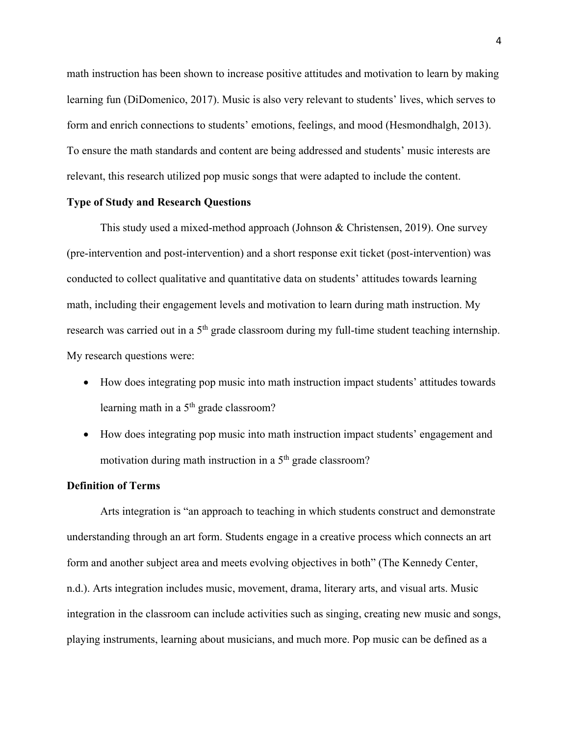math instruction has been shown to increase positive attitudes and motivation to learn by making learning fun (DiDomenico, 2017). Music is also very relevant to students' lives, which serves to form and enrich connections to students' emotions, feelings, and mood (Hesmondhalgh, 2013). To ensure the math standards and content are being addressed and students' music interests are relevant, this research utilized pop music songs that were adapted to include the content.

**Type of Study and Research Questions**

This study used a mixed-method approach (Johnson & Christensen, 2019). One survey (pre-intervention and post-intervention) and a short response exit ticket (post-intervention) was conducted to collect qualitative and quantitative data on students' attitudes towards learning math, including their engagement levels and motivation to learn during math instruction. My research was carried out in a 5th grade classroom during my full-time student teaching internship. My research questions were:

- How does integrating pop music into math instruction impact students' attitudes towards learning math in a 5th grade classroom?
- How does integrating pop music into math instruction impact students' engagement and motivation during math instruction in a 5th grade classroom?

**Definition of Terms**

Arts integration is "an approach to teaching in which students construct and demonstrate understanding through an art form. Students engage in a creative process which connects an art form and another subject area and meets evolving objectives in both" (The Kennedy Center, n.d.). Arts integration includes music, movement, drama, literary arts, and visual arts. Music integration in the classroom can include activities such as singing, creating new music and songs, playing instruments, learning about musicians, and much more. Pop music can be defined as a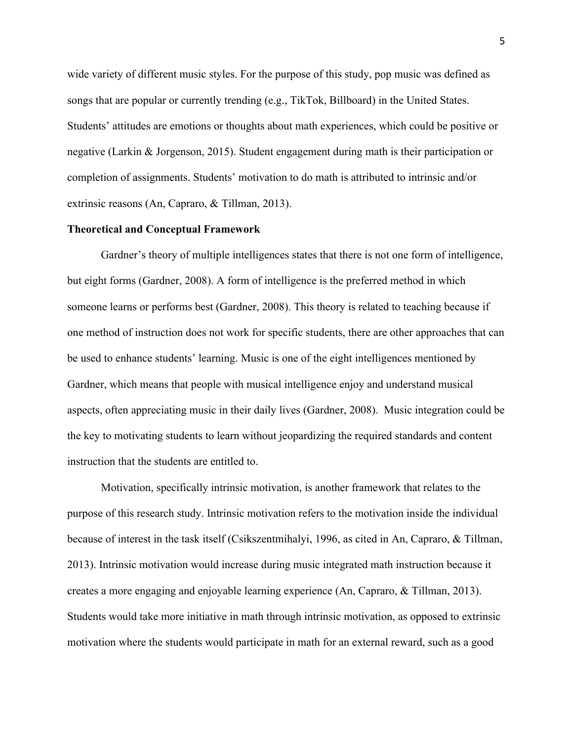wide variety of different music styles. For the purpose of this study, pop music was defined as songs that are popular or currently trending (e.g., TikTok, Billboard) in the United States. Students' attitudes are emotions or thoughts about math experiences, which could be positive or negative (Larkin & Jorgenson, 2015). Student engagement during math is their participation or completion of assignments. Students' motivation to do math is attributed to intrinsic and/or extrinsic reasons (An, Capraro, & Tillman, 2013).

**Theoretical and Conceptual Framework**

Gardner's theory of multiple intelligences states that there is not one form of intelligence, but eight forms (Gardner, 2008). A form of intelligence is the preferred method in which someone learns or performs best (Gardner, 2008). This theory is related to teaching because if one method of instruction does not work for specific students, there are other approaches that can be used to enhance students' learning. Music is one of the eight intelligences mentioned by Gardner, which means that people with musical intelligence enjoy and understand musical aspects, often appreciating music in their daily lives (Gardner, 2008). Music integration could be the key to motivating students to learn without jeopardizing the required standards and content instruction that the students are entitled to.

Motivation, specifically intrinsic motivation, is another framework that relates to the purpose of this research study. Intrinsic motivation refers to the motivation inside the individual because of interest in the task itself (Csikszentmihalyi, 1996, as cited in An, Capraro, & Tillman, 2013). Intrinsic motivation would increase during music integrated math instruction because it creates a more engaging and enjoyable learning experience (An, Capraro, & Tillman, 2013). Students would take more initiative in math through intrinsic motivation, as opposed to extrinsic motivation where the students would participate in math for an external reward, such as a good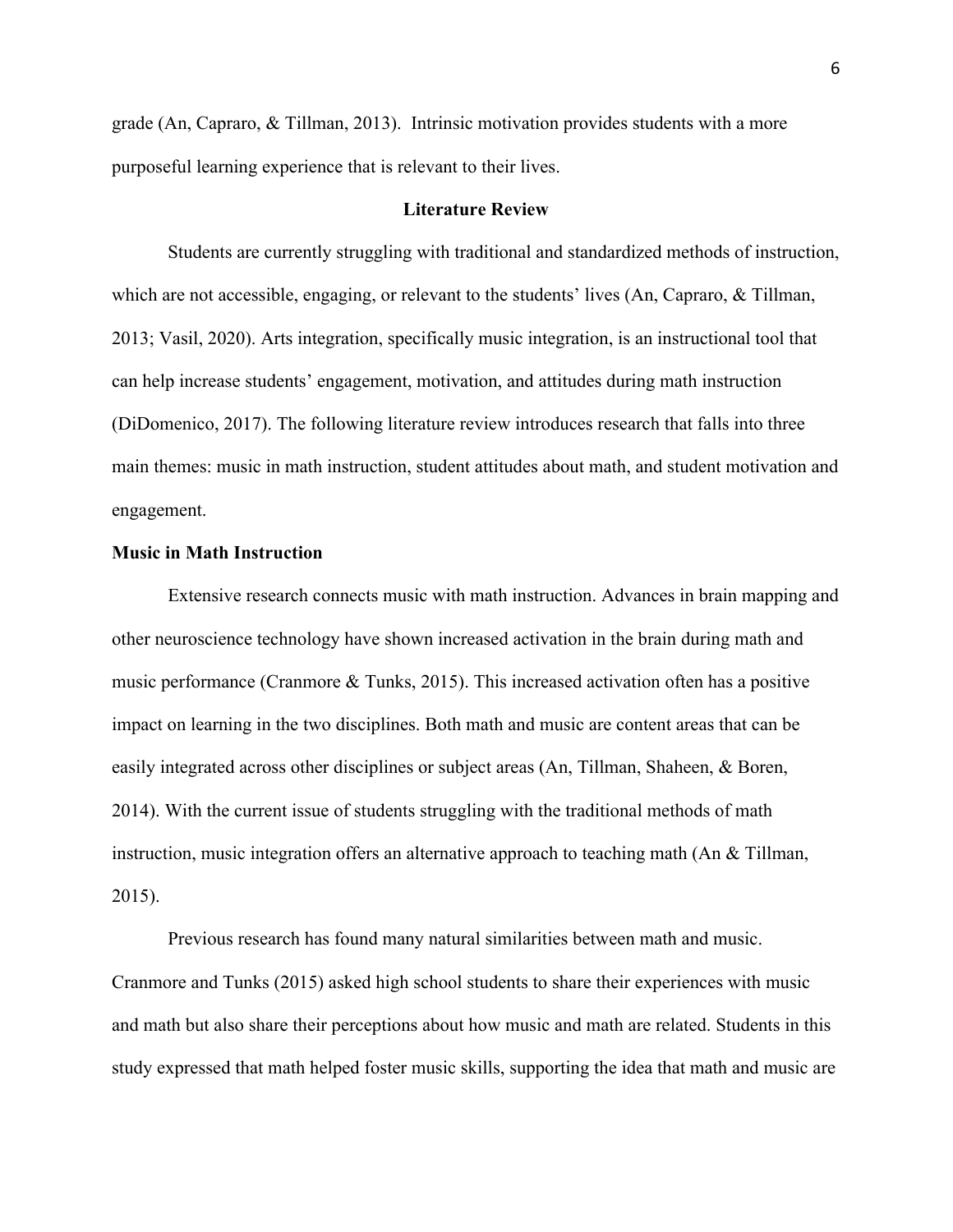grade (An, Capraro, & Tillman, 2013). Intrinsic motivation provides students with a more purposeful learning experience that is relevant to their lives.

## Literature Review

Students are currently struggling with traditional and standardized methods of instruction, which are not accessible, engaging, or relevant to the students' lives (An, Capraro, & Tillman, 2013; Vasil, 2020). Arts integration, specifically music integration, is an instructional tool that can help increase students' engagement, motivation, and attitudes during math instruction (DiDomenico, 2017). The following literature review introduces research that falls into three main themes: music in math instruction, student attitudes about math, and student motivation and engagement.

### Music in Math Instruction

Extensive research connects music with math instruction. Advances in brain mapping and other neuroscience technology have shown increased activation in the brain during math and music performance (Cranmore & Tunks, 2015). This increased activation often has a positive impact on learning in the two disciplines. Both math and music are content areas that can be easily integrated across other disciplines or subject areas (An, Tillman, Shaheen, & Boren, 2014). With the current issue of students struggling with the traditional methods of math instruction, music integration offers an alternative approach to teaching math (An & Tillman, 2015).

Previous research has found many natural similarities between math and music. Cranmore and Tunks (2015) asked high school students to share their experiences with music and math but also share their perceptions about how music and math are related. Students in this study expressed that math helped foster music skills, supporting the idea that math and music are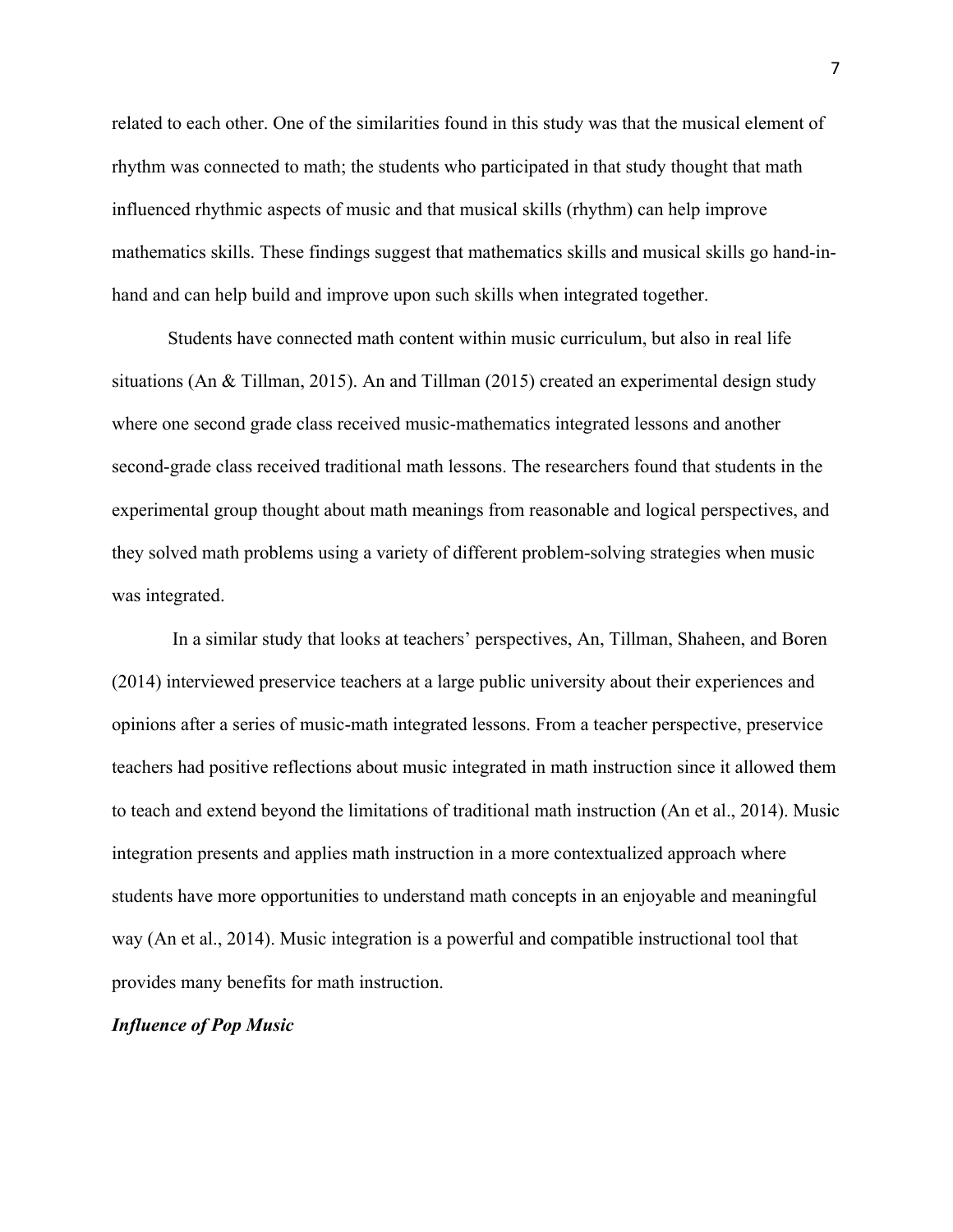related to each other. One of the similarities found in this study was that the musical element of rhythm was connected to math; the students who participated in that study thought that math influenced rhythmic aspects of music and that musical skills (rhythm) can help improve mathematics skills. These findings suggest that mathematics skills and musical skills go hand-in-hand and can help build and improve upon such skills when integrated together.

Students have connected math content within music curriculum, but also in real life situations (An & Tillman, 2015). An and Tillman (2015) created an experimental design study where one second grade class received music-mathematics integrated lessons and another second-grade class received traditional math lessons. The researchers found that students in the experimental group thought about math meanings from reasonable and logical perspectives, and they solved math problems using a variety of different problem-solving strategies when music was integrated.

In a similar study that looks at teachers' perspectives, An, Tillman, Shaheen, and Boren (2014) interviewed preservice teachers at a large public university about their experiences and opinions after a series of music-math integrated lessons. From a teacher perspective, preservice teachers had positive reflections about music integrated in math instruction since it allowed them to teach and extend beyond the limitations of traditional math instruction (An et al., 2014). Music integration presents and applies math instruction in a more contextualized approach where students have more opportunities to understand math concepts in an enjoyable and meaningful way (An et al., 2014). Music integration is a powerful and compatible instructional tool that provides many benefits for math instruction.

### *Influence of Pop Music*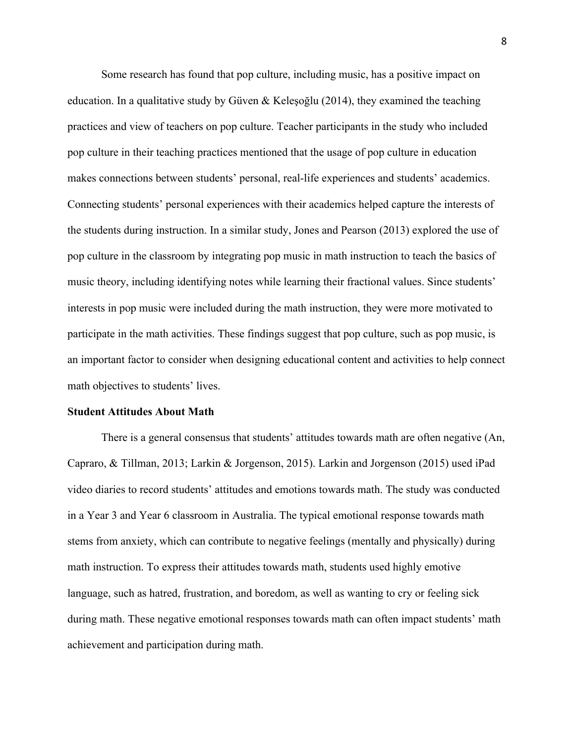Some research has found that pop culture, including music, has a positive impact on education. In a qualitative study by Güven & Keleşoğlu (2014), they examined the teaching practices and view of teachers on pop culture. Teacher participants in the study who included pop culture in their teaching practices mentioned that the usage of pop culture in education makes connections between students' personal, real-life experiences and students' academics. Connecting students' personal experiences with their academics helped capture the interests of the students during instruction. In a similar study, Jones and Pearson (2013) explored the use of pop culture in the classroom by integrating pop music in math instruction to teach the basics of music theory, including identifying notes while learning their fractional values. Since students' interests in pop music were included during the math instruction, they were more motivated to participate in the math activities. These findings suggest that pop culture, such as pop music, is an important factor to consider when designing educational content and activities to help connect math objectives to students' lives.

**Student Attitudes About Math**

There is a general consensus that students' attitudes towards math are often negative (An, Capraro, & Tillman, 2013; Larkin & Jorgenson, 2015). Larkin and Jorgenson (2015) used iPad video diaries to record students' attitudes and emotions towards math. The study was conducted in a Year 3 and Year 6 classroom in Australia. The typical emotional response towards math stems from anxiety, which can contribute to negative feelings (mentally and physically) during math instruction. To express their attitudes towards math, students used highly emotive language, such as hatred, frustration, and boredom, as well as wanting to cry or feeling sick during math. These negative emotional responses towards math can often impact students' math achievement and participation during math.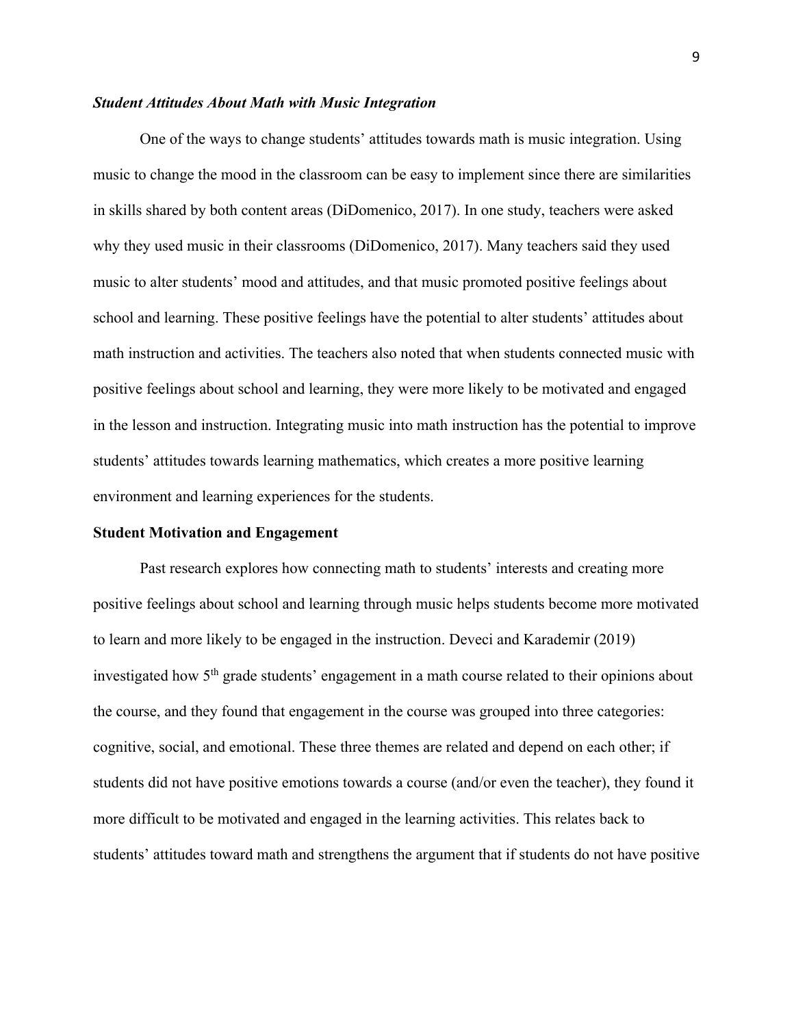### *Student Attitudes About Math with Music Integration*

One of the ways to change students' attitudes towards math is music integration. Using music to change the mood in the classroom can be easy to implement since there are similarities in skills shared by both content areas (DiDomenico, 2017). In one study, teachers were asked why they used music in their classrooms (DiDomenico, 2017). Many teachers said they used music to alter students' mood and attitudes, and that music promoted positive feelings about school and learning. These positive feelings have the potential to alter students' attitudes about math instruction and activities. The teachers also noted that when students connected music with positive feelings about school and learning, they were more likely to be motivated and engaged in the lesson and instruction. Integrating music into math instruction has the potential to improve students' attitudes towards learning mathematics, which creates a more positive learning environment and learning experiences for the students.

## Student Motivation and Engagement

Past research explores how connecting math to students' interests and creating more positive feelings about school and learning through music helps students become more motivated to learn and more likely to be engaged in the instruction. Deveci and Karademir (2019) investigated how 5th grade students' engagement in a math course related to their opinions about the course, and they found that engagement in the course was grouped into three categories: cognitive, social, and emotional. These three themes are related and depend on each other; if students did not have positive emotions towards a course (and/or even the teacher), they found it more difficult to be motivated and engaged in the learning activities. This relates back to students' attitudes toward math and strengthens the argument that if students do not have positive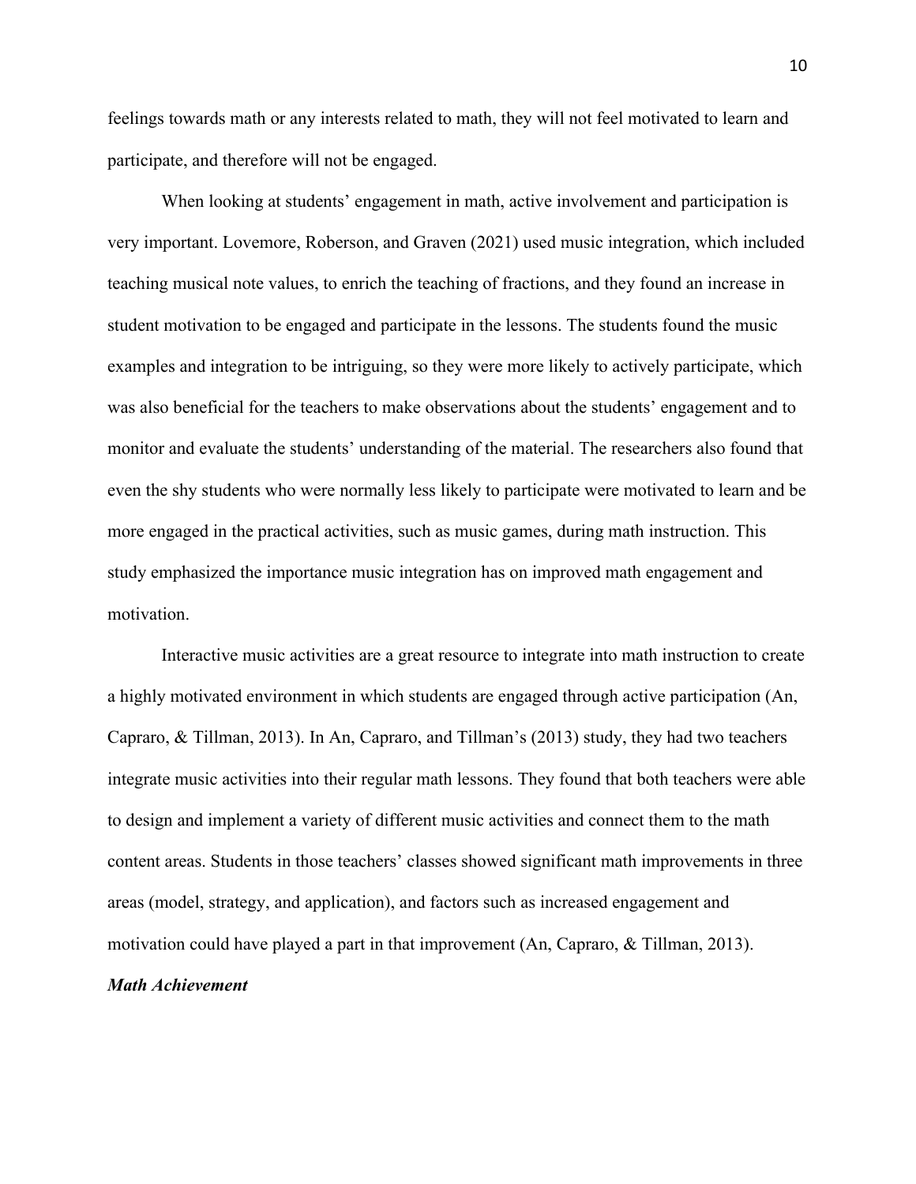feelings towards math or any interests related to math, they will not feel motivated to learn and participate, and therefore will not be engaged.

When looking at students' engagement in math, active involvement and participation is very important. Lovemore, Roberson, and Graven (2021) used music integration, which included teaching musical note values, to enrich the teaching of fractions, and they found an increase in student motivation to be engaged and participate in the lessons. The students found the music examples and integration to be intriguing, so they were more likely to actively participate, which was also beneficial for the teachers to make observations about the students' engagement and to monitor and evaluate the students' understanding of the material. The researchers also found that even the shy students who were normally less likely to participate were motivated to learn and be more engaged in the practical activities, such as music games, during math instruction. This study emphasized the importance music integration has on improved math engagement and motivation.

Interactive music activities are a great resource to integrate into math instruction to create a highly motivated environment in which students are engaged through active participation (An, Capraro, & Tillman, 2013). In An, Capraro, and Tillman's (2013) study, they had two teachers integrate music activities into their regular math lessons. They found that both teachers were able to design and implement a variety of different music activities and connect them to the math content areas. Students in those teachers' classes showed significant math improvements in three areas (model, strategy, and application), and factors such as increased engagement and motivation could have played a part in that improvement (An, Capraro, & Tillman, 2013).

***Math Achievement***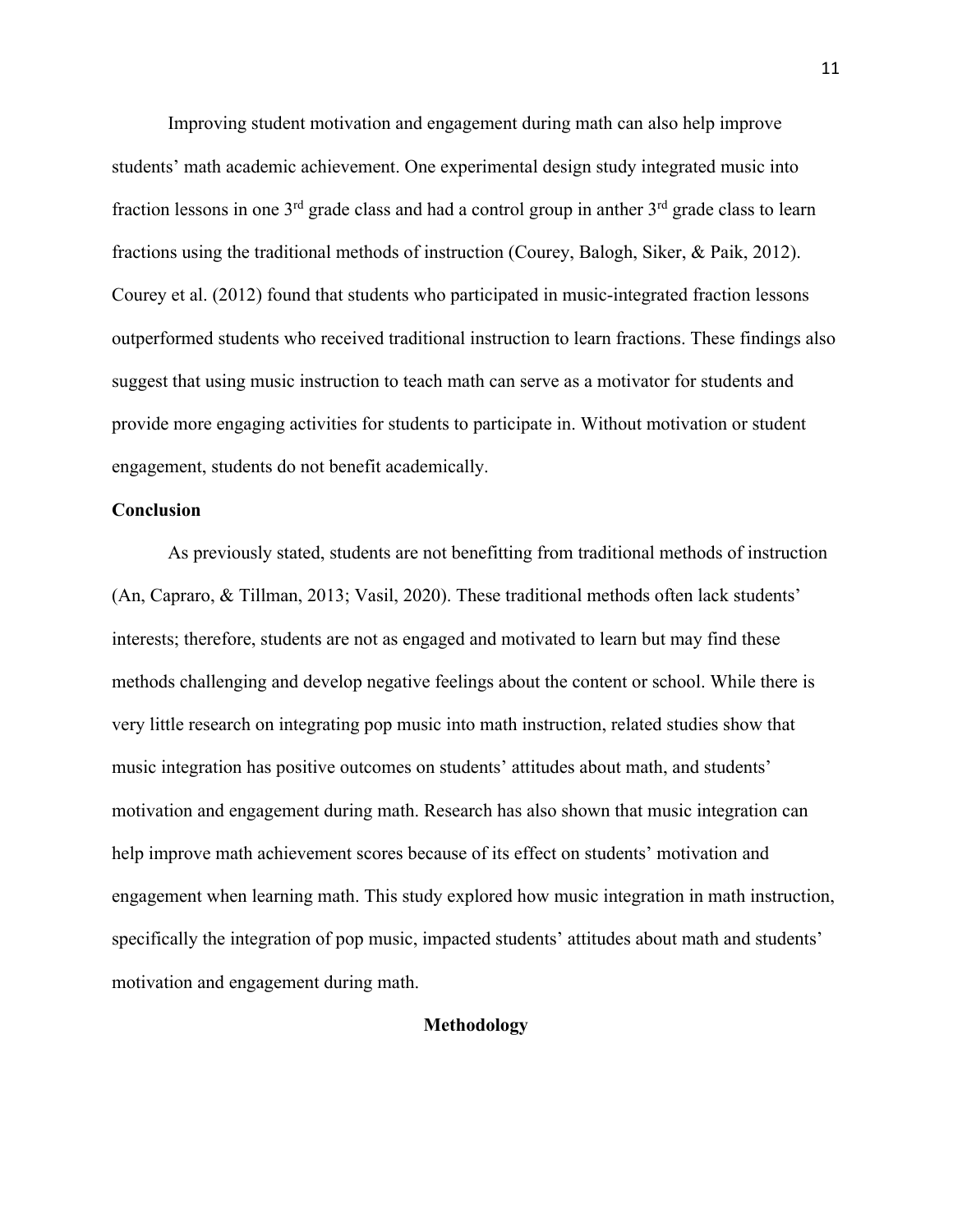Improving student motivation and engagement during math can also help improve students' math academic achievement. One experimental design study integrated music into fraction lessons in one 3rd grade class and had a control group in anther 3rd grade class to learn fractions using the traditional methods of instruction (Courey, Balogh, Siker, & Paik, 2012). Courey et al. (2012) found that students who participated in music-integrated fraction lessons outperformed students who received traditional instruction to learn fractions. These findings also suggest that using music instruction to teach math can serve as a motivator for students and provide more engaging activities for students to participate in. Without motivation or student engagement, students do not benefit academically.

**Conclusion**

As previously stated, students are not benefitting from traditional methods of instruction (An, Capraro, & Tillman, 2013; Vasil, 2020). These traditional methods often lack students' interests; therefore, students are not as engaged and motivated to learn but may find these methods challenging and develop negative feelings about the content or school. While there is very little research on integrating pop music into math instruction, related studies show that music integration has positive outcomes on students' attitudes about math, and students' motivation and engagement during math. Research has also shown that music integration can help improve math achievement scores because of its effect on students' motivation and engagement when learning math. This study explored how music integration in math instruction, specifically the integration of pop music, impacted students' attitudes about math and students' motivation and engagement during math.

## Methodology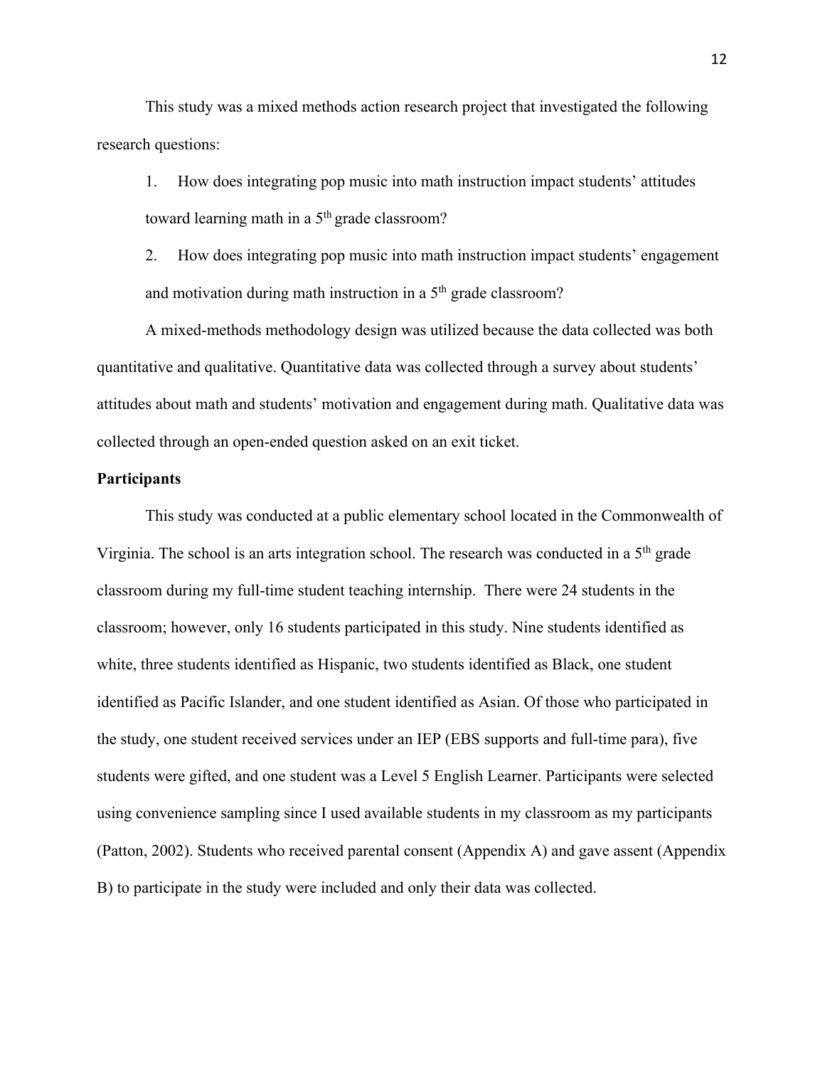This study was a mixed methods action research project that investigated the following research questions:

1. How does integrating pop music into math instruction impact students' attitudes toward learning math in a 5th grade classroom?
2. How does integrating pop music into math instruction impact students' engagement and motivation during math instruction in a 5th grade classroom?

A mixed-methods methodology design was utilized because the data collected was both quantitative and qualitative. Quantitative data was collected through a survey about students' attitudes about math and students' motivation and engagement during math. Qualitative data was collected through an open-ended question asked on an exit ticket.

**Participants**

This study was conducted at a public elementary school located in the Commonwealth of Virginia. The school is an arts integration school. The research was conducted in a 5th grade classroom during my full-time student teaching internship. There were 24 students in the classroom; however, only 16 students participated in this study. Nine students identified as white, three students identified as Hispanic, two students identified as Black, one student identified as Pacific Islander, and one student identified as Asian. Of those who participated in the study, one student received services under an IEP (EBS supports and full-time para), five students were gifted, and one student was a Level 5 English Learner. Participants were selected using convenience sampling since I used available students in my classroom as my participants (Patton, 2002). Students who received parental consent (Appendix A) and gave assent (Appendix B) to participate in the study were included and only their data was collected.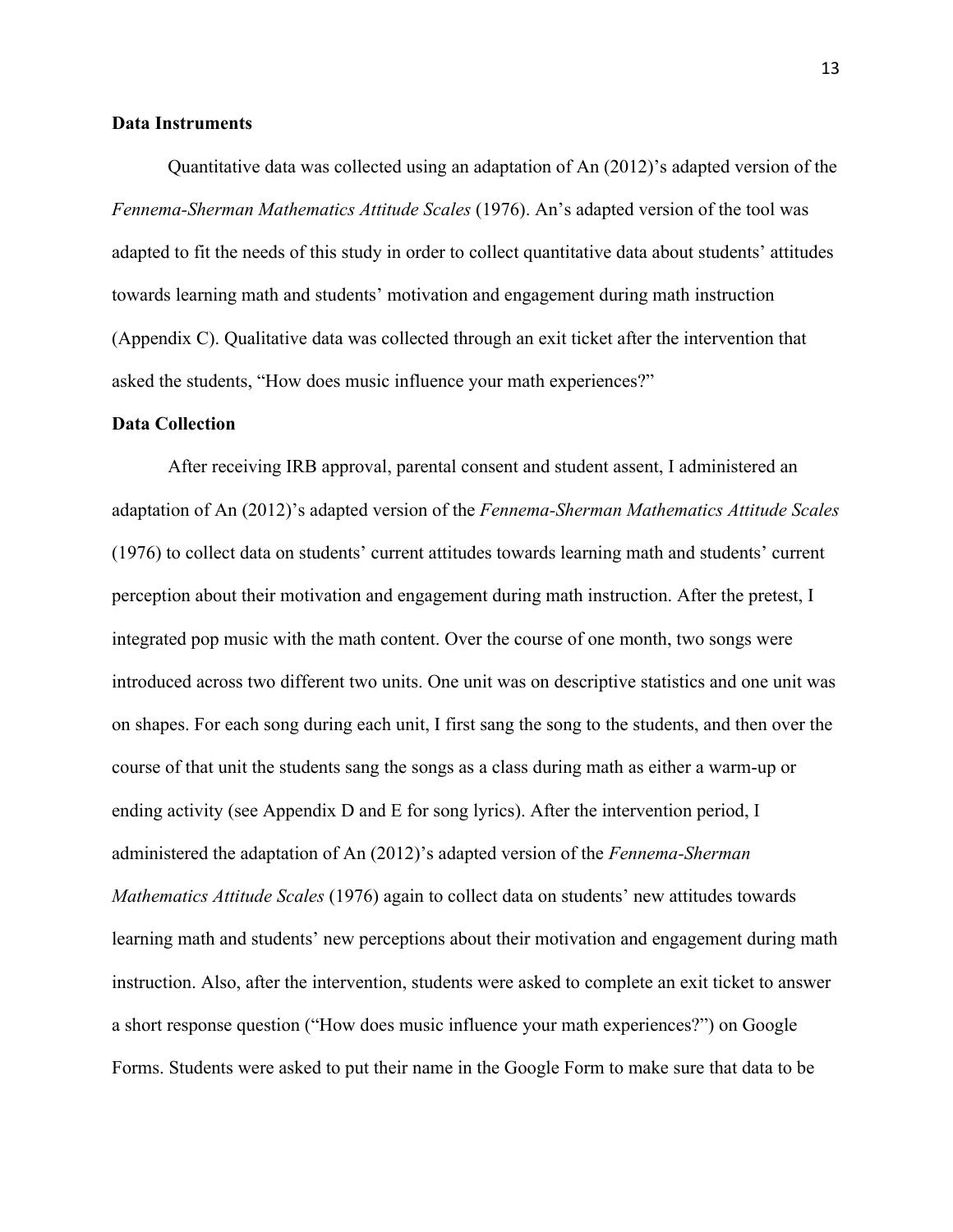### Data Instruments

Quantitative data was collected using an adaptation of An (2012)'s adapted version of the *Fennema-Sherman Mathematics Attitude Scales* (1976). An's adapted version of the tool was adapted to fit the needs of this study in order to collect quantitative data about students' attitudes towards learning math and students' motivation and engagement during math instruction (Appendix C). Qualitative data was collected through an exit ticket after the intervention that asked the students, "How does music influence your math experiences?"

### Data Collection

After receiving IRB approval, parental consent and student assent, I administered an adaptation of An (2012)'s adapted version of the *Fennema-Sherman Mathematics Attitude Scales* (1976) to collect data on students' current attitudes towards learning math and students' current perception about their motivation and engagement during math instruction. After the pretest, I integrated pop music with the math content. Over the course of one month, two songs were introduced across two different two units. One unit was on descriptive statistics and one unit was on shapes. For each song during each unit, I first sang the song to the students, and then over the course of that unit the students sang the songs as a class during math as either a warm-up or ending activity (see Appendix D and E for song lyrics). After the intervention period, I administered the adaptation of An (2012)'s adapted version of the *Fennema-Sherman Mathematics Attitude Scales* (1976) again to collect data on students' new attitudes towards learning math and students' new perceptions about their motivation and engagement during math instruction. Also, after the intervention, students were asked to complete an exit ticket to answer a short response question ("How does music influence your math experiences?") on Google Forms. Students were asked to put their name in the Google Form to make sure that data to be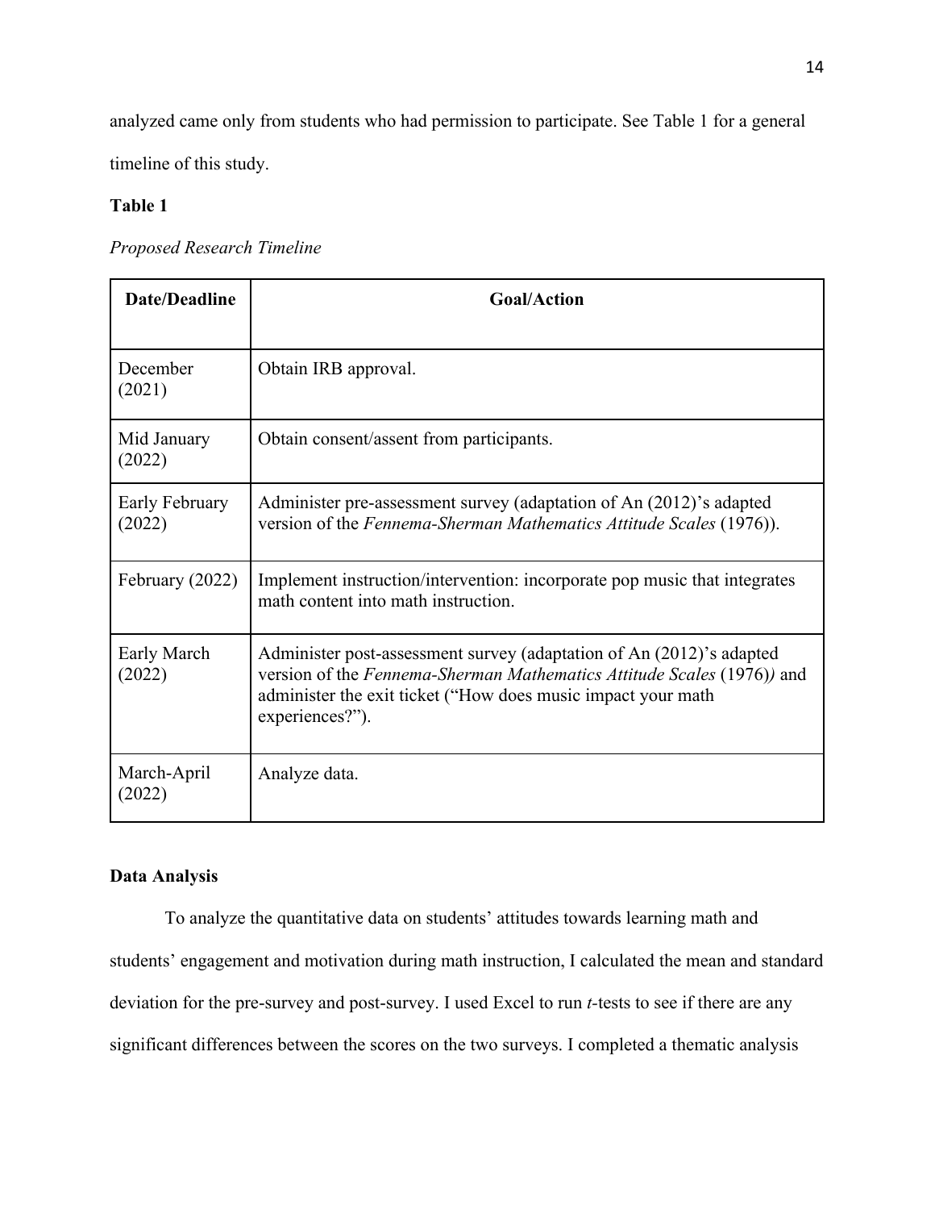analyzed came only from students who had permission to participate. See Table 1 for a general timeline of this study.

**Table 1**

*Proposed Research Timeline*

| Date/Deadline | Goal/Action |
|---|---|
| December (2021) | Obtain IRB approval. |
| Mid January (2022) | Obtain consent/assent from participants. |
| Early February (2022) | Administer pre-assessment survey (adaptation of An (2012)'s adapted version of the *Fennema-Sherman Mathematics Attitude Scales* (1976)). |
| February (2022) | Implement instruction/intervention: incorporate pop music that integrates math content into math instruction. |
| Early March (2022) | Administer post-assessment survey (adaptation of An (2012)'s adapted version of the *Fennema-Sherman Mathematics Attitude Scales* (1976)*)* and administer the exit ticket ("How does music impact your math experiences?"). |
| March-April (2022) | Analyze data. |

**Data Analysis**

To analyze the quantitative data on students' attitudes towards learning math and students' engagement and motivation during math instruction, I calculated the mean and standard deviation for the pre-survey and post-survey. I used Excel to run *t*-tests to see if there are any significant differences between the scores on the two surveys. I completed a thematic analysis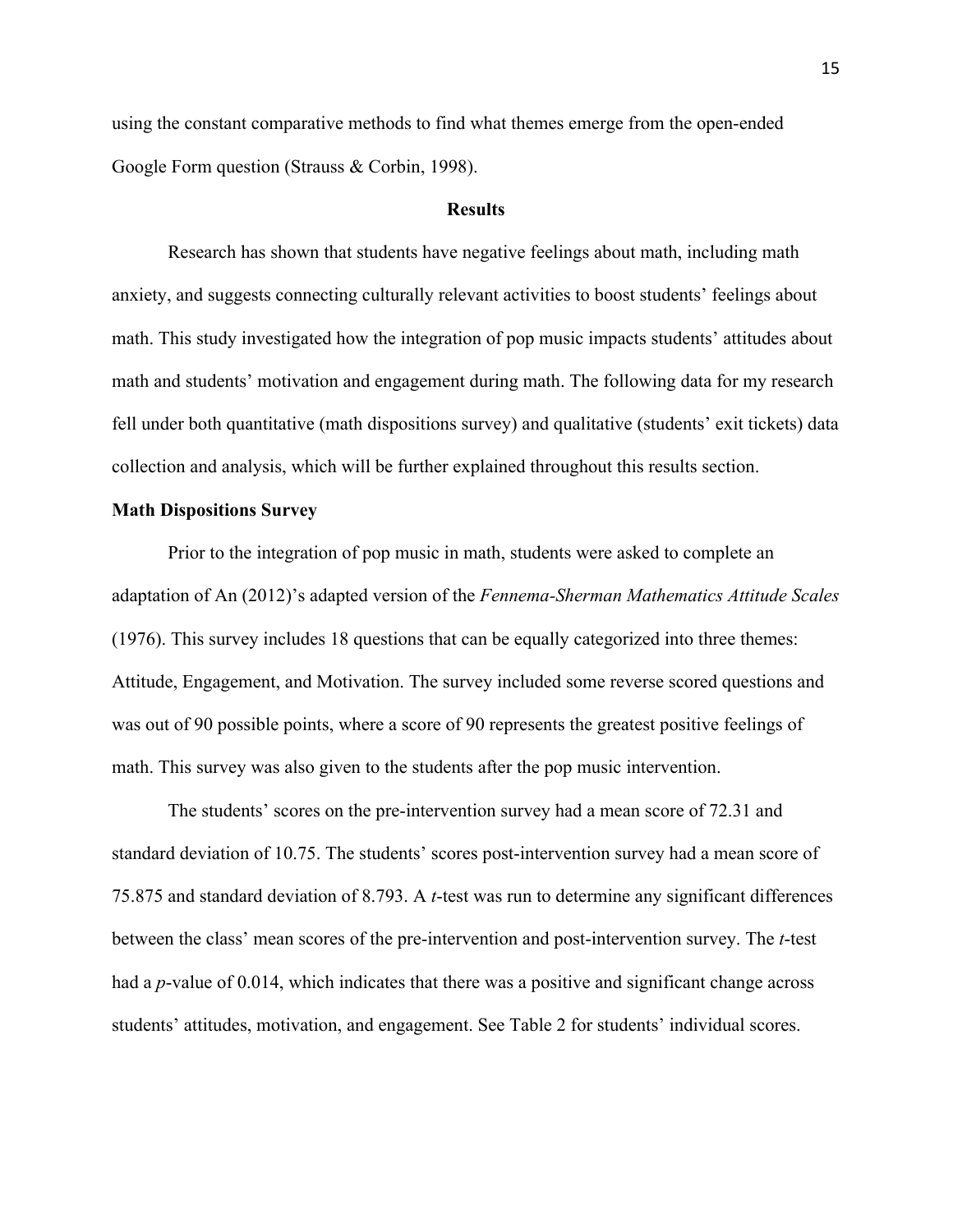using the constant comparative methods to find what themes emerge from the open-ended Google Form question (Strauss & Corbin, 1998).

## Results

Research has shown that students have negative feelings about math, including math anxiety, and suggests connecting culturally relevant activities to boost students' feelings about math. This study investigated how the integration of pop music impacts students' attitudes about math and students' motivation and engagement during math. The following data for my research fell under both quantitative (math dispositions survey) and qualitative (students' exit tickets) data collection and analysis, which will be further explained throughout this results section.

### Math Dispositions Survey

Prior to the integration of pop music in math, students were asked to complete an adaptation of An (2012)'s adapted version of the *Fennema-Sherman Mathematics Attitude Scales* (1976). This survey includes 18 questions that can be equally categorized into three themes: Attitude, Engagement, and Motivation. The survey included some reverse scored questions and was out of 90 possible points, where a score of 90 represents the greatest positive feelings of math. This survey was also given to the students after the pop music intervention.

The students' scores on the pre-intervention survey had a mean score of 72.31 and standard deviation of 10.75. The students' scores post-intervention survey had a mean score of 75.875 and standard deviation of 8.793. A *t*-test was run to determine any significant differences between the class' mean scores of the pre-intervention and post-intervention survey. The *t*-test had a *p*-value of 0.014, which indicates that there was a positive and significant change across students' attitudes, motivation, and engagement. See Table 2 for students' individual scores.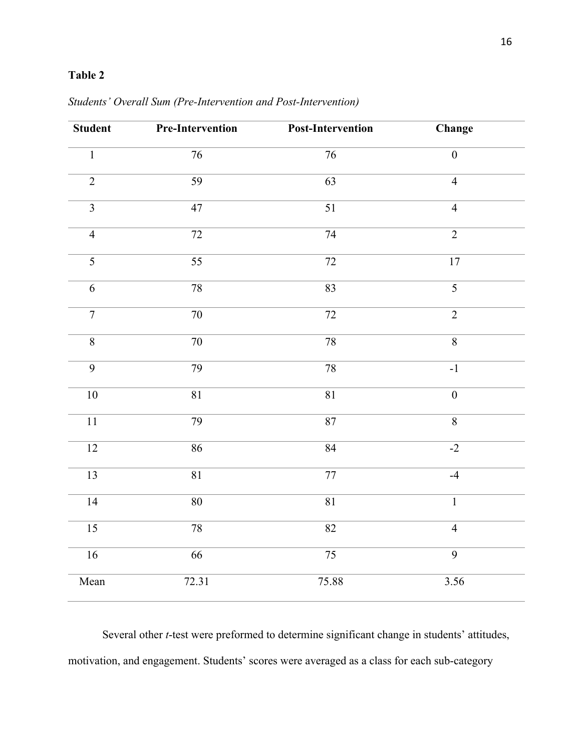**Table 2**

*Students' Overall Sum (Pre-Intervention and Post-Intervention)*

| Student | Pre-Intervention | Post-Intervention | Change |
|---|---|---|---|
| 1 | 76 | 76 | 0 |
| 2 | 59 | 63 | 4 |
| 3 | 47 | 51 | 4 |
| 4 | 72 | 74 | 2 |
| 5 | 55 | 72 | 17 |
| 6 | 78 | 83 | 5 |
| 7 | 70 | 72 | 2 |
| 8 | 70 | 78 | 8 |
| 9 | 79 | 78 | -1 |
| 10 | 81 | 81 | 0 |
| 11 | 79 | 87 | 8 |
| 12 | 86 | 84 | -2 |
| 13 | 81 | 77 | -4 |
| 14 | 80 | 81 | 1 |
| 15 | 78 | 82 | 4 |
| 16 | 66 | 75 | 9 |
| Mean | 72.31 | 75.88 | 3.56 |

Several other *t*-test were preformed to determine significant change in students' attitudes, motivation, and engagement. Students' scores were averaged as a class for each sub-category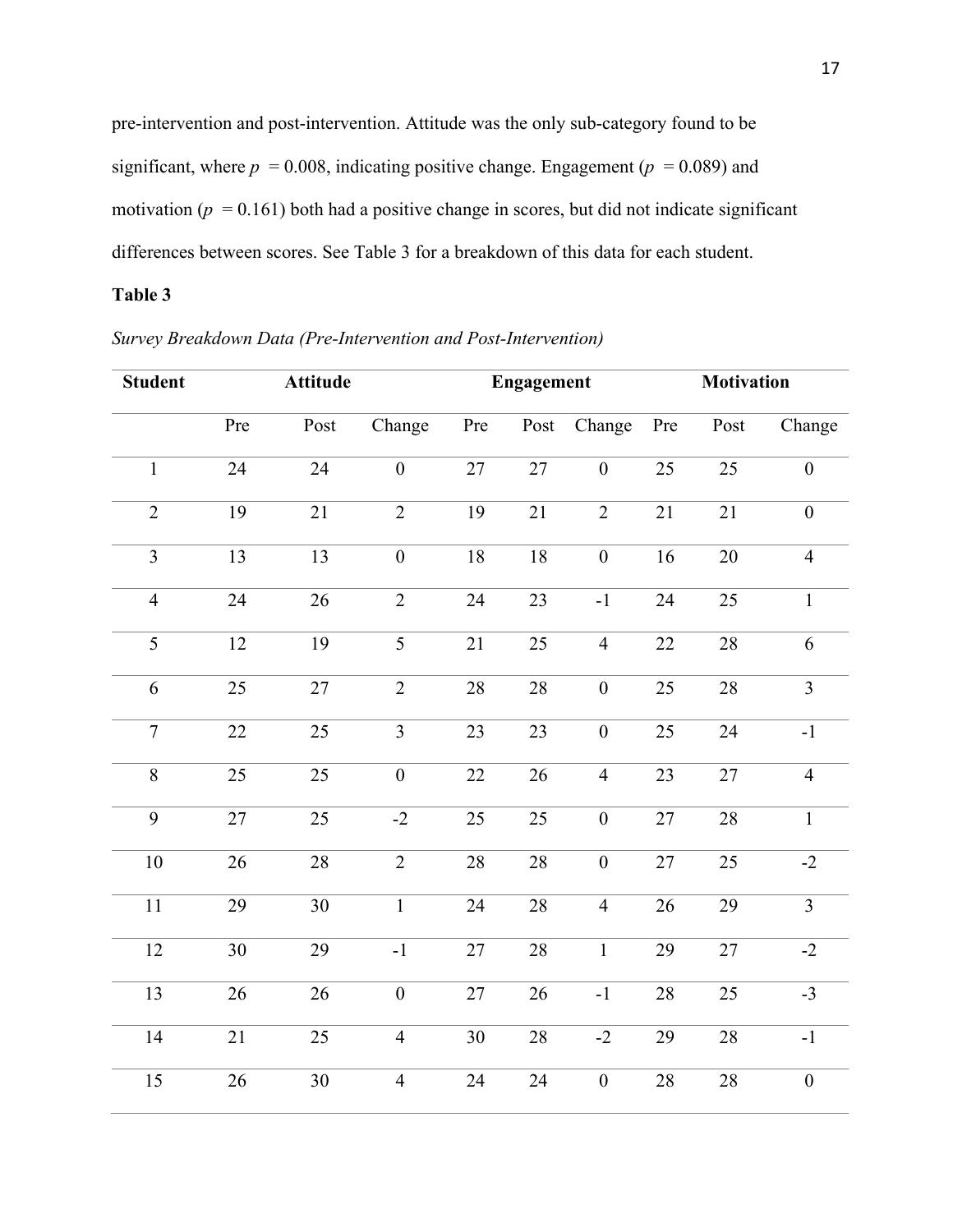pre-intervention and post-intervention. Attitude was the only sub-category found to be significant, where $p = 0.008$, indicating positive change. Engagement ($p = 0.089$) and motivation ($p = 0.161$) both had a positive change in scores, but did not indicate significant differences between scores. See Table 3 for a breakdown of this data for each student.

**Table 3**

*Survey Breakdown Data (Pre-Intervention and Post-Intervention)*

| Student | Attitude | | | Engagement | | | Motivation | | |
|---|---|---|---|---|---|---|---|---|---|
| | Pre | Post | Change | Pre | Post | Change | Pre | Post | Change |
| 1 | 24 | 24 | 0 | 27 | 27 | 0 | 25 | 25 | 0 |
| 2 | 19 | 21 | 2 | 19 | 21 | 2 | 21 | 21 | 0 |
| 3 | 13 | 13 | 0 | 18 | 18 | 0 | 16 | 20 | 4 |
| 4 | 24 | 26 | 2 | 24 | 23 | -1 | 24 | 25 | 1 |
| 5 | 12 | 19 | 5 | 21 | 25 | 4 | 22 | 28 | 6 |
| 6 | 25 | 27 | 2 | 28 | 28 | 0 | 25 | 28 | 3 |
| 7 | 22 | 25 | 3 | 23 | 23 | 0 | 25 | 24 | -1 |
| 8 | 25 | 25 | 0 | 22 | 26 | 4 | 23 | 27 | 4 |
| 9 | 27 | 25 | -2 | 25 | 25 | 0 | 27 | 28 | 1 |
| 10 | 26 | 28 | 2 | 28 | 28 | 0 | 27 | 25 | -2 |
| 11 | 29 | 30 | 1 | 24 | 28 | 4 | 26 | 29 | 3 |
| 12 | 30 | 29 | -1 | 27 | 28 | 1 | 29 | 27 | -2 |
| 13 | 26 | 26 | 0 | 27 | 26 | -1 | 28 | 25 | -3 |
| 14 | 21 | 25 | 4 | 30 | 28 | -2 | 29 | 28 | -1 |
| 15 | 26 | 30 | 4 | 24 | 24 | 0 | 28 | 28 | 0 |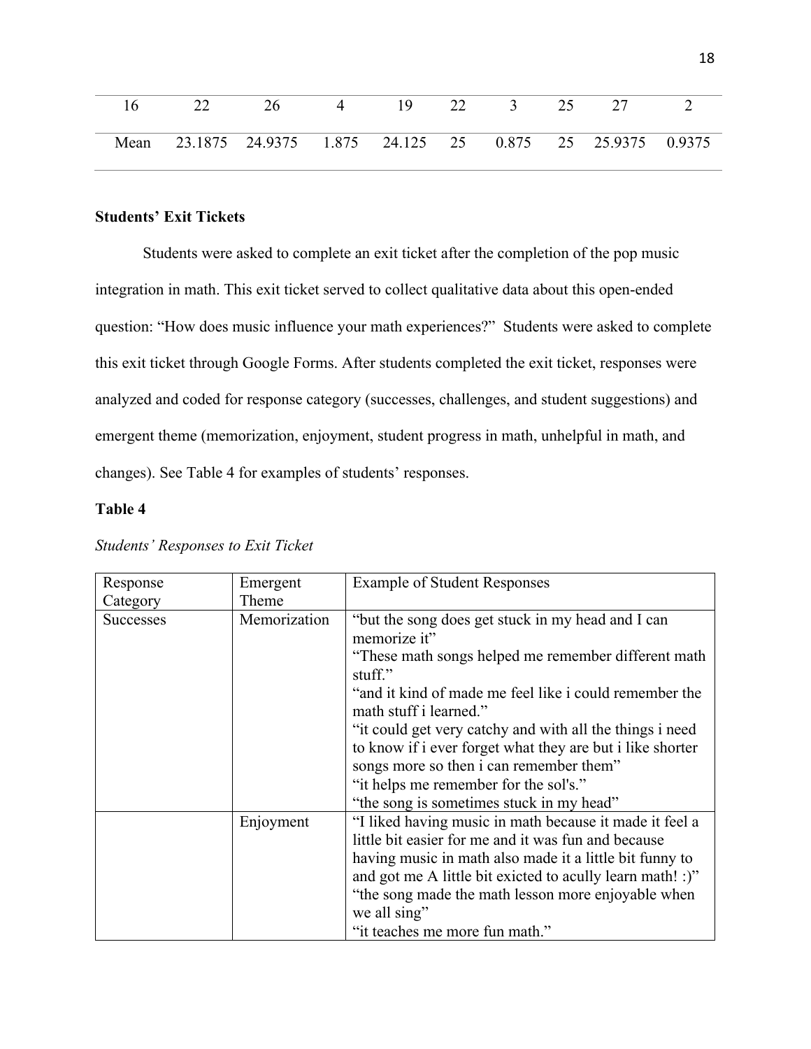| 16 | 22 | 26 | 4 | 19 | 22 | 3 | 25 | 27 | 2 |
|---|---|---|---|---|---|---|---|---|---|
| Mean | 23.1875 | 24.9375 | 1.875 | 24.125 | 25 | 0.875 | 25 | 25.9375 | 0.9375 |

**Students' Exit Tickets**

Students were asked to complete an exit ticket after the completion of the pop music integration in math. This exit ticket served to collect qualitative data about this open-ended question: "How does music influence your math experiences?" Students were asked to complete this exit ticket through Google Forms. After students completed the exit ticket, responses were analyzed and coded for response category (successes, challenges, and student suggestions) and emergent theme (memorization, enjoyment, student progress in math, unhelpful in math, and changes). See Table 4 for examples of students' responses.

**Table 4**

*Students' Responses to Exit Ticket*

| Response Category | Emergent Theme | Example of Student Responses |
|---|---|---|
| Successes | Memorization | "but the song does get stuck in my head and I can memorize it"<br>"These math songs helped me remember different math stuff."<br>"and it kind of made me feel like i could remember the math stuff i learned."<br>"it could get very catchy and with all the things i need to know if i ever forget what they are but i like shorter songs more so then i can remember them"<br>"it helps me remember for the sol's."<br>"the song is sometimes stuck in my head" |
| | Enjoyment | "I liked having music in math because it made it feel a little bit easier for me and it was fun and because having music in math also made it a little bit funny to and got me A little bit exicted to acully learn math! :)"<br>"the song made the math lesson more enjoyable when we all sing"<br>"it teaches me more fun math." |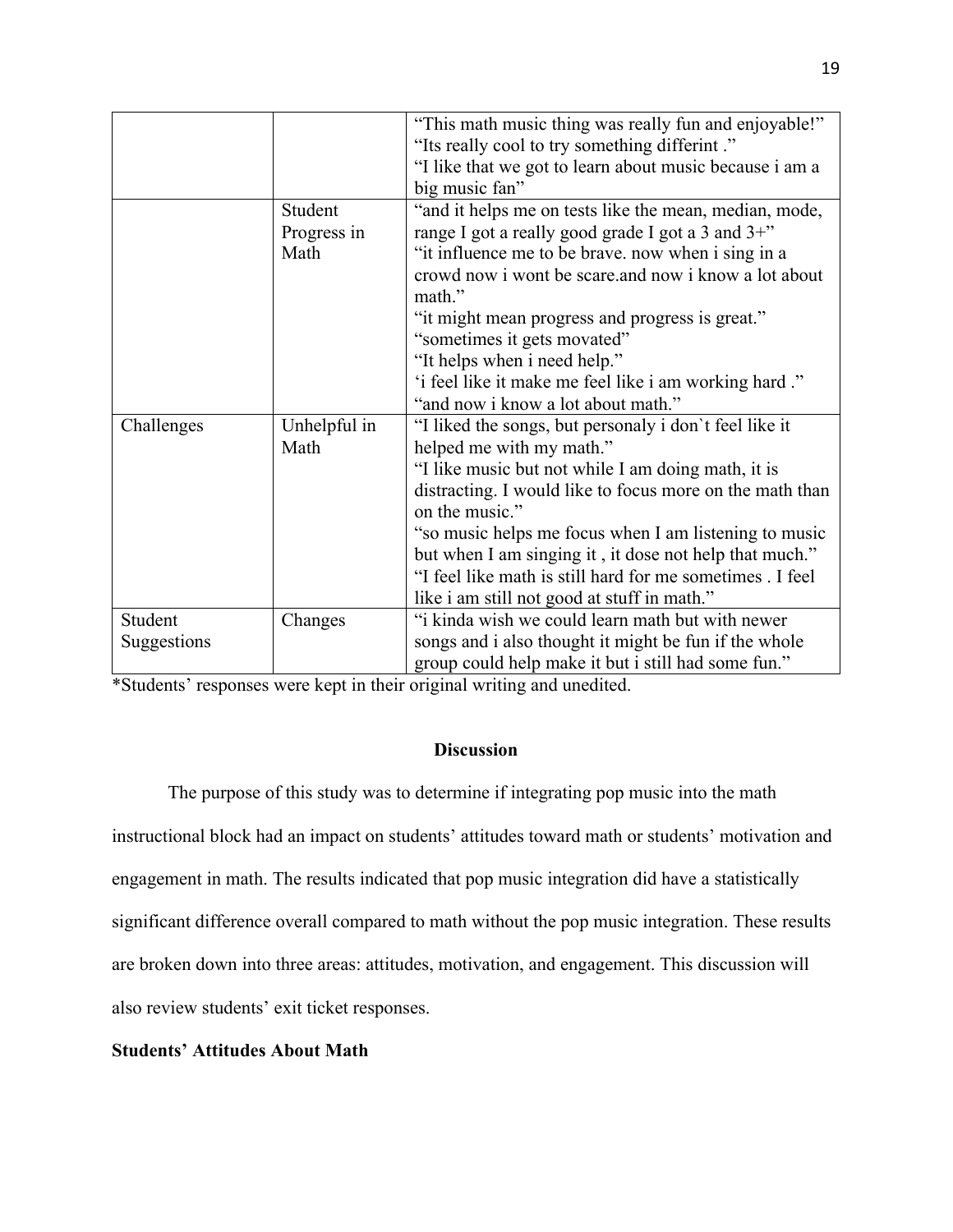| | | |
|---|---|---|
| | | "This math music thing was really fun and enjoyable!" "Its really cool to try something differint ." "I like that we got to learn about music because i am a big music fan" |
| | Student Progress in Math | "and it helps me on tests like the mean, median, mode, range I got a really good grade I got a 3 and 3+" "it influence me to be brave. now when i sing in a crowd now i wont be scare.and now i know a lot about math." "it might mean progress and progress is great." "sometimes it gets movated" "It helps when i need help." 'i feel like it make me feel like i am working hard ." "and now i know a lot about math." |
| Challenges | Unhelpful in Math | "I liked the songs, but personaly i don`t feel like it helped me with my math." "I like music but not while I am doing math, it is distracting. I would like to focus more on the math than on the music." "so music helps me focus when I am listening to music but when I am singing it , it dose not help that much." "I feel like math is still hard for me sometimes . I feel like i am still not good at stuff in math." |
| Student Suggestions | Changes | "i kinda wish we could learn math but with newer songs and i also thought it might be fun if the whole group could help make it but i still had some fun." |

*Students' responses were kept in their original writing and unedited.

## Discussion

The purpose of this study was to determine if integrating pop music into the math instructional block had an impact on students' attitudes toward math or students' motivation and engagement in math. The results indicated that pop music integration did have a statistically significant difference overall compared to math without the pop music integration. These results are broken down into three areas: attitudes, motivation, and engagement. This discussion will also review students' exit ticket responses.

### Students' Attitudes About Math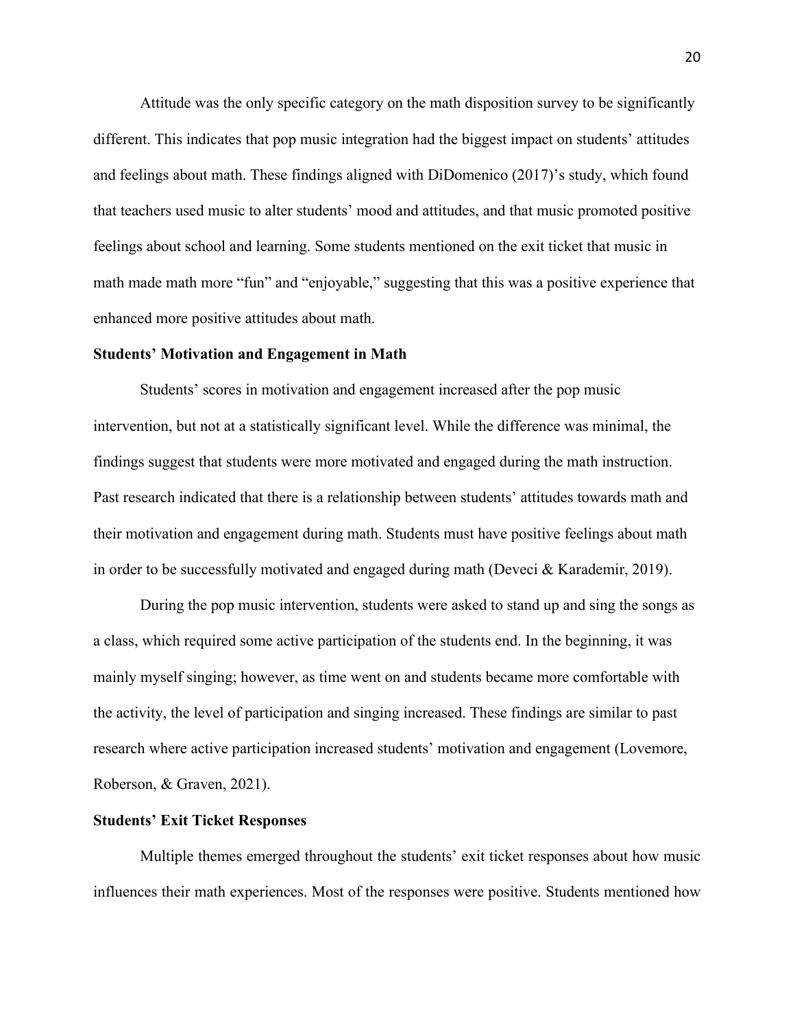Attitude was the only specific category on the math disposition survey to be significantly different. This indicates that pop music integration had the biggest impact on students' attitudes and feelings about math. These findings aligned with DiDomenico (2017)'s study, which found that teachers used music to alter students' mood and attitudes, and that music promoted positive feelings about school and learning. Some students mentioned on the exit ticket that music in math made math more "fun" and "enjoyable," suggesting that this was a positive experience that enhanced more positive attitudes about math.

**Students' Motivation and Engagement in Math**

Students' scores in motivation and engagement increased after the pop music intervention, but not at a statistically significant level. While the difference was minimal, the findings suggest that students were more motivated and engaged during the math instruction. Past research indicated that there is a relationship between students' attitudes towards math and their motivation and engagement during math. Students must have positive feelings about math in order to be successfully motivated and engaged during math (Deveci & Karademir, 2019).

During the pop music intervention, students were asked to stand up and sing the songs as a class, which required some active participation of the students end. In the beginning, it was mainly myself singing; however, as time went on and students became more comfortable with the activity, the level of participation and singing increased. These findings are similar to past research where active participation increased students' motivation and engagement (Lovemore, Roberson, & Graven, 2021).

**Students' Exit Ticket Responses**

Multiple themes emerged throughout the students' exit ticket responses about how music influences their math experiences. Most of the responses were positive. Students mentioned how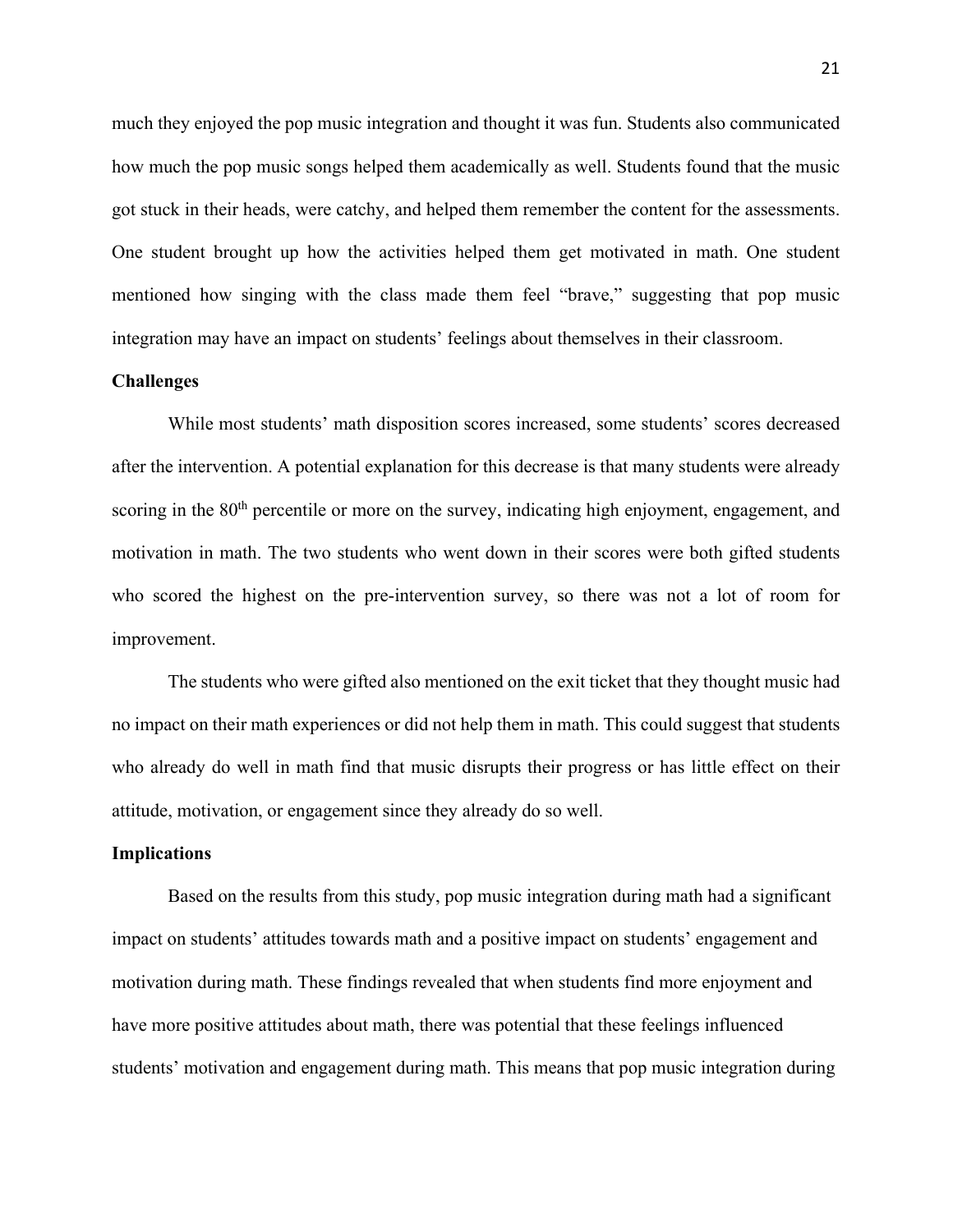much they enjoyed the pop music integration and thought it was fun. Students also communicated how much the pop music songs helped them academically as well. Students found that the music got stuck in their heads, were catchy, and helped them remember the content for the assessments. One student brought up how the activities helped them get motivated in math. One student mentioned how singing with the class made them feel "brave," suggesting that pop music integration may have an impact on students' feelings about themselves in their classroom.

**Challenges**

While most students' math disposition scores increased, some students' scores decreased after the intervention. A potential explanation for this decrease is that many students were already scoring in the 80th percentile or more on the survey, indicating high enjoyment, engagement, and motivation in math. The two students who went down in their scores were both gifted students who scored the highest on the pre-intervention survey, so there was not a lot of room for improvement.

The students who were gifted also mentioned on the exit ticket that they thought music had no impact on their math experiences or did not help them in math. This could suggest that students who already do well in math find that music disrupts their progress or has little effect on their attitude, motivation, or engagement since they already do so well.

**Implications**

Based on the results from this study, pop music integration during math had a significant impact on students' attitudes towards math and a positive impact on students' engagement and motivation during math. These findings revealed that when students find more enjoyment and have more positive attitudes about math, there was potential that these feelings influenced students' motivation and engagement during math. This means that pop music integration during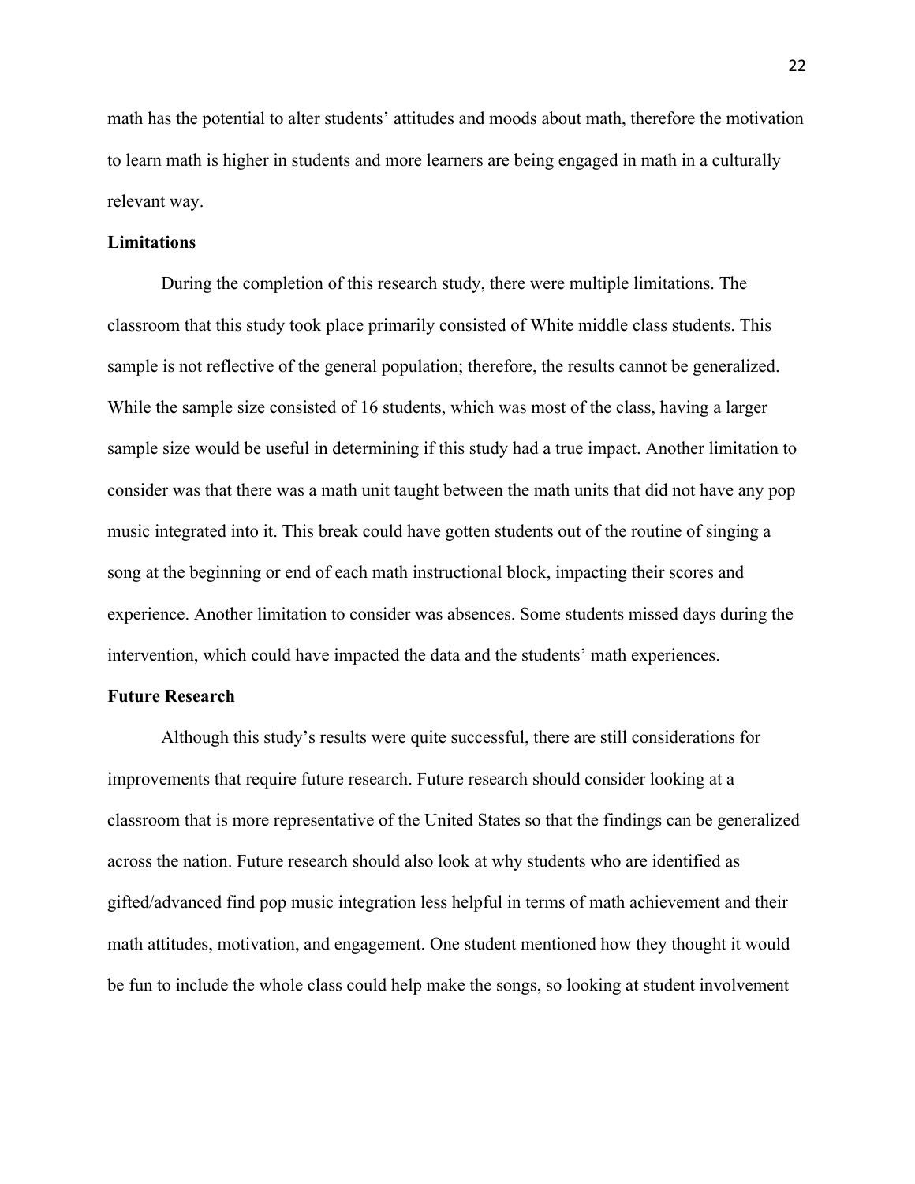math has the potential to alter students' attitudes and moods about math, therefore the motivation to learn math is higher in students and more learners are being engaged in math in a culturally relevant way.

**Limitations**

During the completion of this research study, there were multiple limitations. The classroom that this study took place primarily consisted of White middle class students. This sample is not reflective of the general population; therefore, the results cannot be generalized. While the sample size consisted of 16 students, which was most of the class, having a larger sample size would be useful in determining if this study had a true impact. Another limitation to consider was that there was a math unit taught between the math units that did not have any pop music integrated into it. This break could have gotten students out of the routine of singing a song at the beginning or end of each math instructional block, impacting their scores and experience. Another limitation to consider was absences. Some students missed days during the intervention, which could have impacted the data and the students' math experiences.

**Future Research**

Although this study's results were quite successful, there are still considerations for improvements that require future research. Future research should consider looking at a classroom that is more representative of the United States so that the findings can be generalized across the nation. Future research should also look at why students who are identified as gifted/advanced find pop music integration less helpful in terms of math achievement and their math attitudes, motivation, and engagement. One student mentioned how they thought it would be fun to include the whole class could help make the songs, so looking at student involvement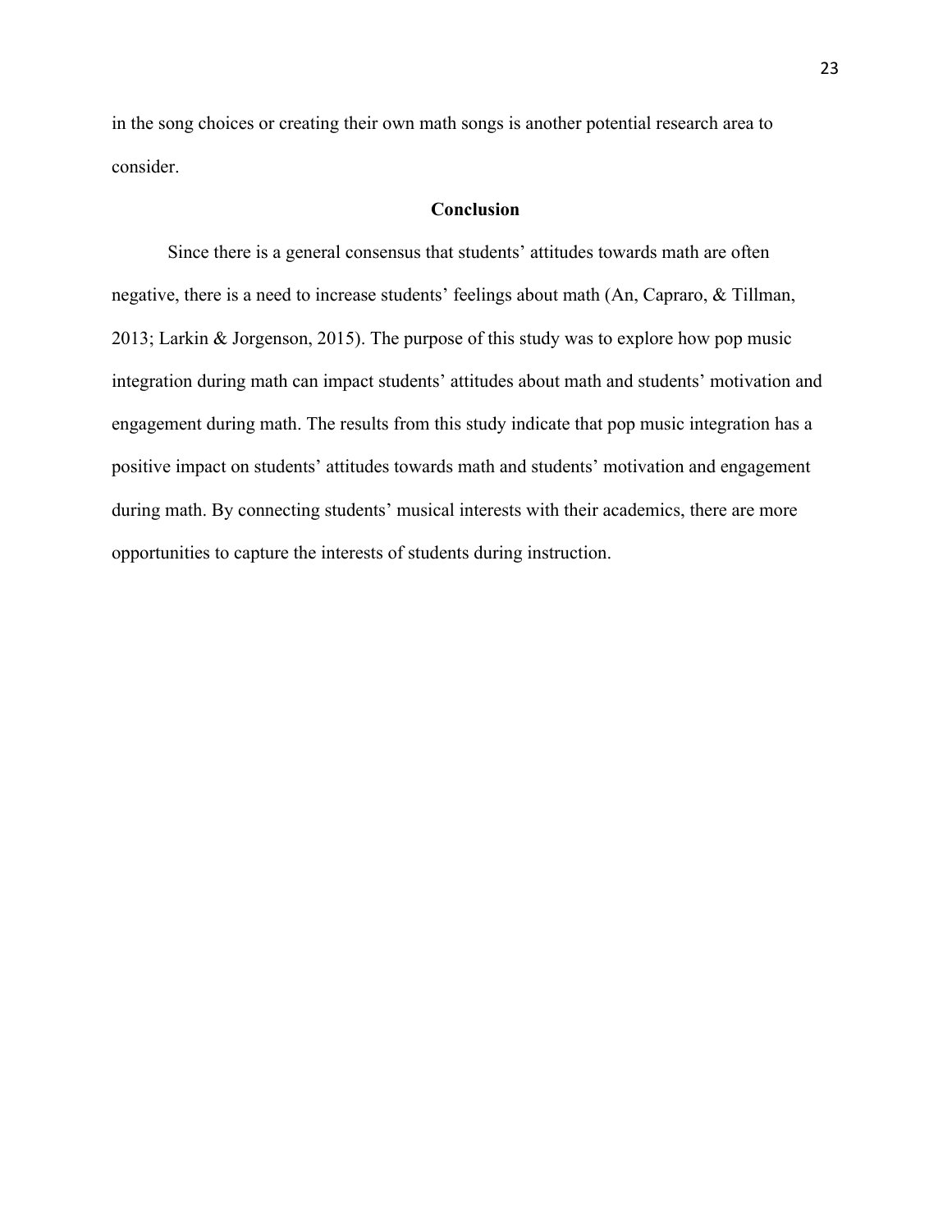in the song choices or creating their own math songs is another potential research area to consider.

## Conclusion

Since there is a general consensus that students' attitudes towards math are often negative, there is a need to increase students' feelings about math (An, Capraro, & Tillman, 2013; Larkin & Jorgenson, 2015). The purpose of this study was to explore how pop music integration during math can impact students' attitudes about math and students' motivation and engagement during math. The results from this study indicate that pop music integration has a positive impact on students' attitudes towards math and students' motivation and engagement during math. By connecting students' musical interests with their academics, there are more opportunities to capture the interests of students during instruction.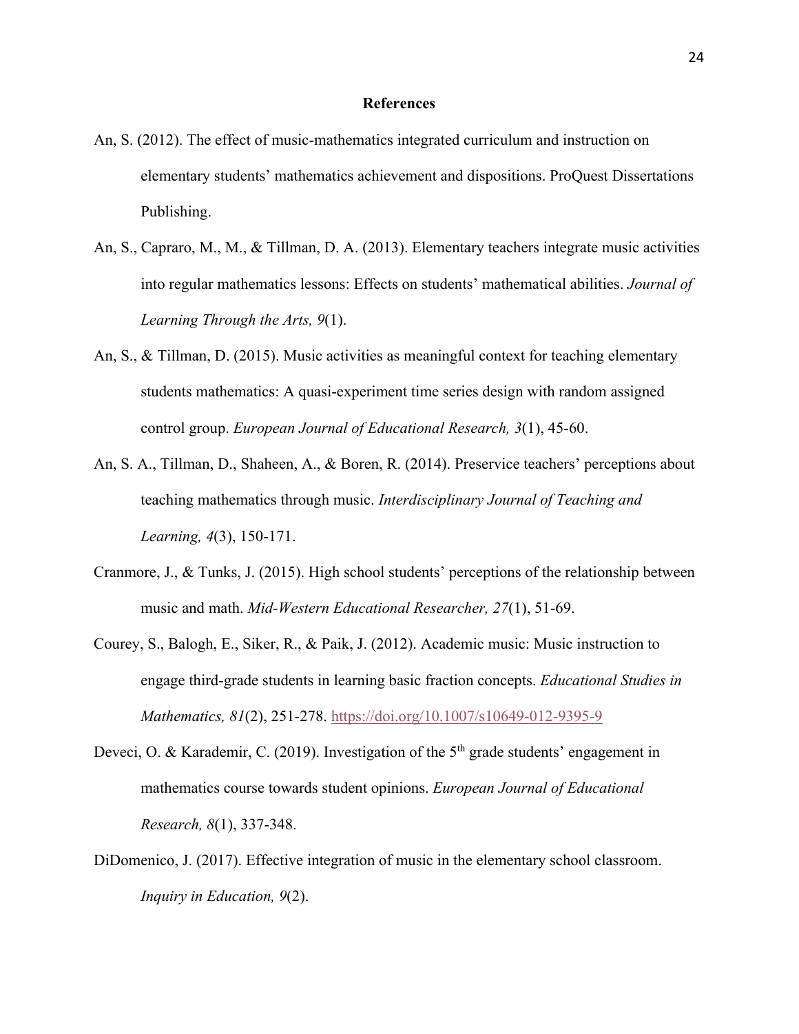# References

An, S. (2012). The effect of music-mathematics integrated curriculum and instruction on elementary students' mathematics achievement and dispositions. ProQuest Dissertations Publishing.

An, S., Capraro, M., M., & Tillman, D. A. (2013). Elementary teachers integrate music activities into regular mathematics lessons: Effects on students' mathematical abilities. *Journal of Learning Through the Arts, 9*(1).

An, S., & Tillman, D. (2015). Music activities as meaningful context for teaching elementary students mathematics: A quasi-experiment time series design with random assigned control group. *European Journal of Educational Research, 3*(1), 45-60.

An, S. A., Tillman, D., Shaheen, A., & Boren, R. (2014). Preservice teachers' perceptions about teaching mathematics through music. *Interdisciplinary Journal of Teaching and Learning, 4*(3), 150-171.

Cranmore, J., & Tunks, J. (2015). High school students' perceptions of the relationship between music and math. *Mid-Western Educational Researcher, 27*(1), 51-69.

Courey, S., Balogh, E., Siker, R., & Paik, J. (2012). Academic music: Music instruction to engage third-grade students in learning basic fraction concepts. *Educational Studies in Mathematics, 81*(2), 251-278. https://doi.org/10.1007/s10649-012-9395-9

Deveci, O. & Karademir, C. (2019). Investigation of the 5th grade students' engagement in mathematics course towards student opinions. *European Journal of Educational Research, 8*(1), 337-348.

DiDomenico, J. (2017). Effective integration of music in the elementary school classroom. *Inquiry in Education, 9*(2).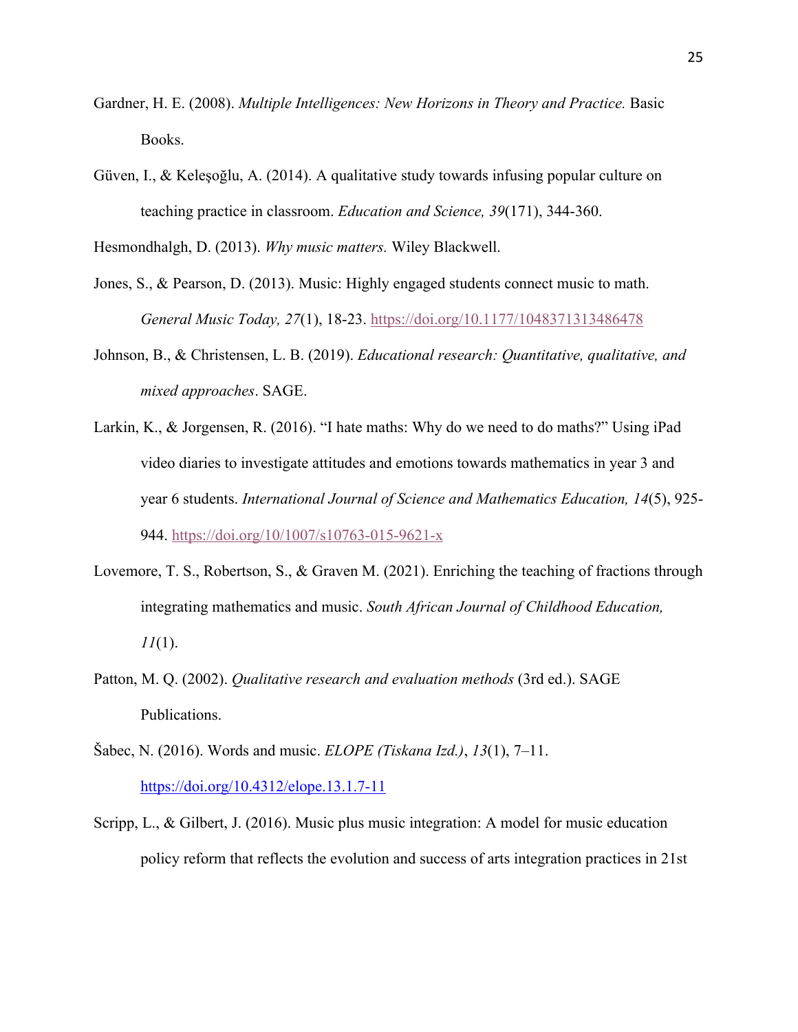Gardner, H. E. (2008). *Multiple Intelligences: New Horizons in Theory and Practice.* Basic Books.

Güven, I., & Keleşoğlu, A. (2014). A qualitative study towards infusing popular culture on teaching practice in classroom. *Education and Science, 39*(171), 344-360.

Hesmondhalgh, D. (2013). *Why music matters.* Wiley Blackwell.

Jones, S., & Pearson, D. (2013). Music: Highly engaged students connect music to math. *General Music Today, 27*(1), 18-23. https://doi.org/10.1177/1048371313486478

Johnson, B., & Christensen, L. B. (2019). *Educational research: Quantitative, qualitative, and mixed approaches*. SAGE.

Larkin, K., & Jorgensen, R. (2016). "I hate maths: Why do we need to do maths?" Using iPad video diaries to investigate attitudes and emotions towards mathematics in year 3 and year 6 students. *International Journal of Science and Mathematics Education, 14*(5), 925-944. https://doi.org/10/1007/s10763-015-9621-x

Lovemore, T. S., Robertson, S., & Graven M. (2021). Enriching the teaching of fractions through integrating mathematics and music. *South African Journal of Childhood Education, 11*(1).

Patton, M. Q. (2002). *Qualitative research and evaluation methods* (3rd ed.). SAGE Publications.

Šabec, N. (2016). Words and music. *ELOPE (Tiskana Izd.)*, *13*(1), 7–11. https://doi.org/10.4312/elope.13.1.7-11

Scripp, L., & Gilbert, J. (2016). Music plus music integration: A model for music education policy reform that reflects the evolution and success of arts integration practices in 21st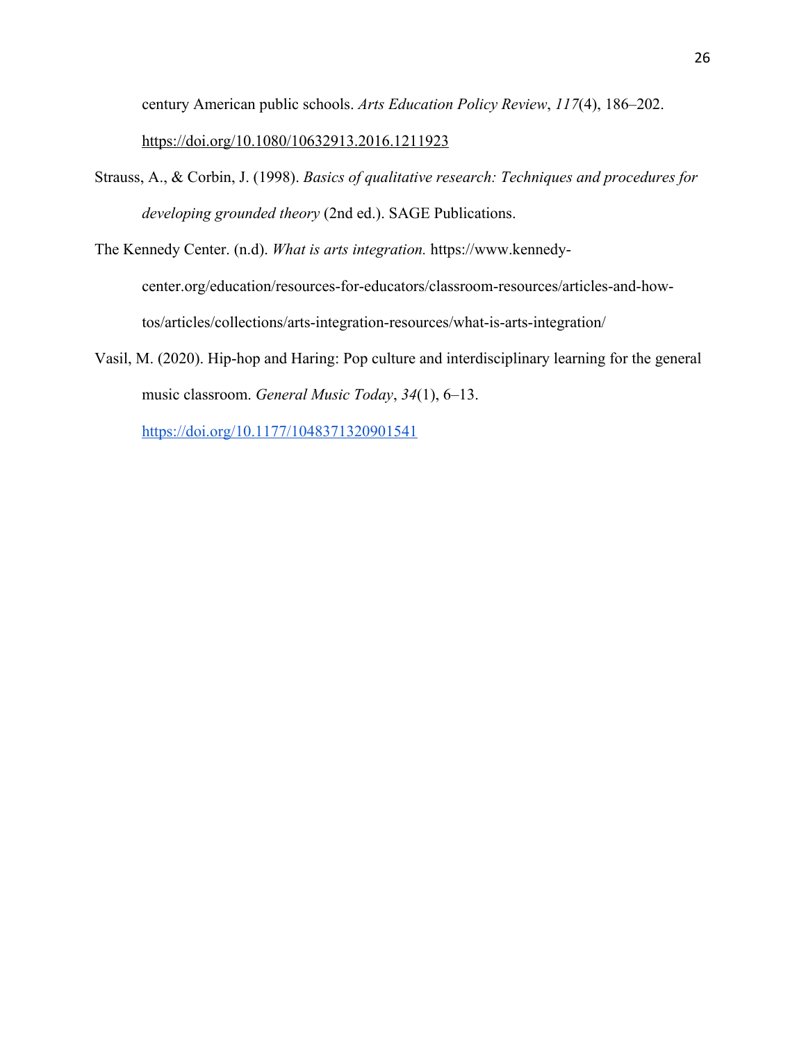century American public schools. *Arts Education Policy Review*, *117*(4), 186–202. https://doi.org/10.1080/10632913.2016.1211923

Strauss, A., & Corbin, J. (1998). *Basics of qualitative research: Techniques and procedures for developing grounded theory* (2nd ed.). SAGE Publications.

The Kennedy Center. (n.d). *What is arts integration.* https://www.kennedy-center.org/education/resources-for-educators/classroom-resources/articles-and-how-tos/articles/collections/arts-integration-resources/what-is-arts-integration/

Vasil, M. (2020). Hip-hop and Haring: Pop culture and interdisciplinary learning for the general music classroom. *General Music Today*, *34*(1), 6–13. https://doi.org/10.1177/1048371320901541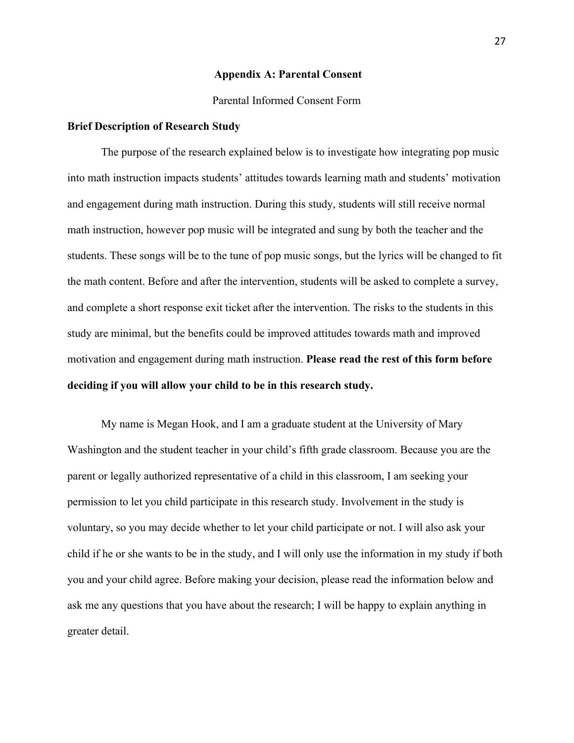**Appendix A: Parental Consent**

Parental Informed Consent Form

**Brief Description of Research Study**

The purpose of the research explained below is to investigate how integrating pop music into math instruction impacts students' attitudes towards learning math and students' motivation and engagement during math instruction. During this study, students will still receive normal math instruction, however pop music will be integrated and sung by both the teacher and the students. These songs will be to the tune of pop music songs, but the lyrics will be changed to fit the math content. Before and after the intervention, students will be asked to complete a survey, and complete a short response exit ticket after the intervention. The risks to the students in this study are minimal, but the benefits could be improved attitudes towards math and improved motivation and engagement during math instruction. **Please read the rest of this form before deciding if you will allow your child to be in this research study.**

My name is Megan Hook, and I am a graduate student at the University of Mary Washington and the student teacher in your child's fifth grade classroom. Because you are the parent or legally authorized representative of a child in this classroom, I am seeking your permission to let you child participate in this research study. Involvement in the study is voluntary, so you may decide whether to let your child participate or not. I will also ask your child if he or she wants to be in the study, and I will only use the information in my study if both you and your child agree. Before making your decision, please read the information below and ask me any questions that you have about the research; I will be happy to explain anything in greater detail.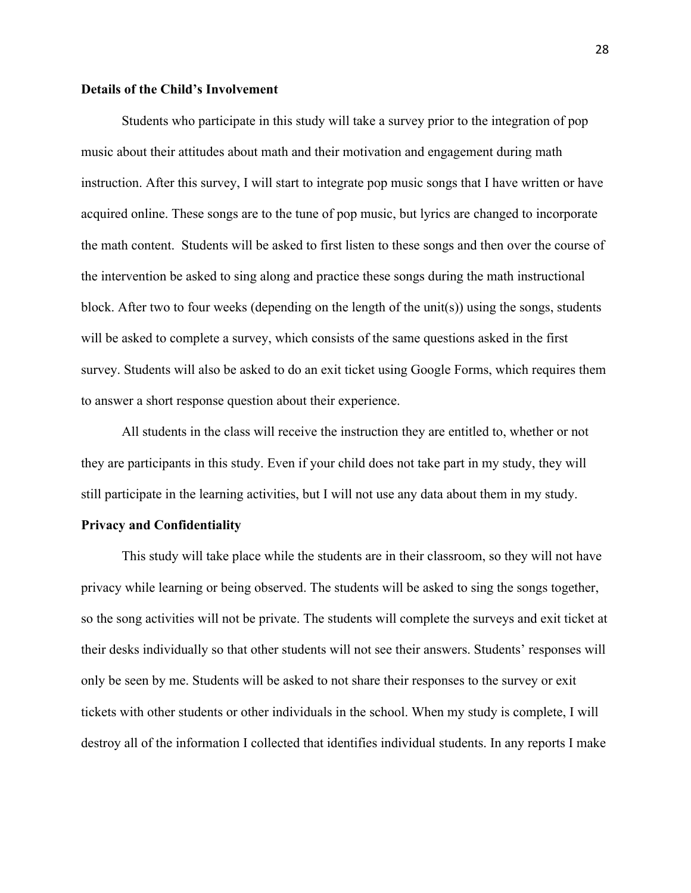**Details of the Child's Involvement**

Students who participate in this study will take a survey prior to the integration of pop music about their attitudes about math and their motivation and engagement during math instruction. After this survey, I will start to integrate pop music songs that I have written or have acquired online. These songs are to the tune of pop music, but lyrics are changed to incorporate the math content. Students will be asked to first listen to these songs and then over the course of the intervention be asked to sing along and practice these songs during the math instructional block. After two to four weeks (depending on the length of the unit(s)) using the songs, students will be asked to complete a survey, which consists of the same questions asked in the first survey. Students will also be asked to do an exit ticket using Google Forms, which requires them to answer a short response question about their experience.

All students in the class will receive the instruction they are entitled to, whether or not they are participants in this study. Even if your child does not take part in my study, they will still participate in the learning activities, but I will not use any data about them in my study.

**Privacy and Confidentiality**

This study will take place while the students are in their classroom, so they will not have privacy while learning or being observed. The students will be asked to sing the songs together, so the song activities will not be private. The students will complete the surveys and exit ticket at their desks individually so that other students will not see their answers. Students' responses will only be seen by me. Students will be asked to not share their responses to the survey or exit tickets with other students or other individuals in the school. When my study is complete, I will destroy all of the information I collected that identifies individual students. In any reports I make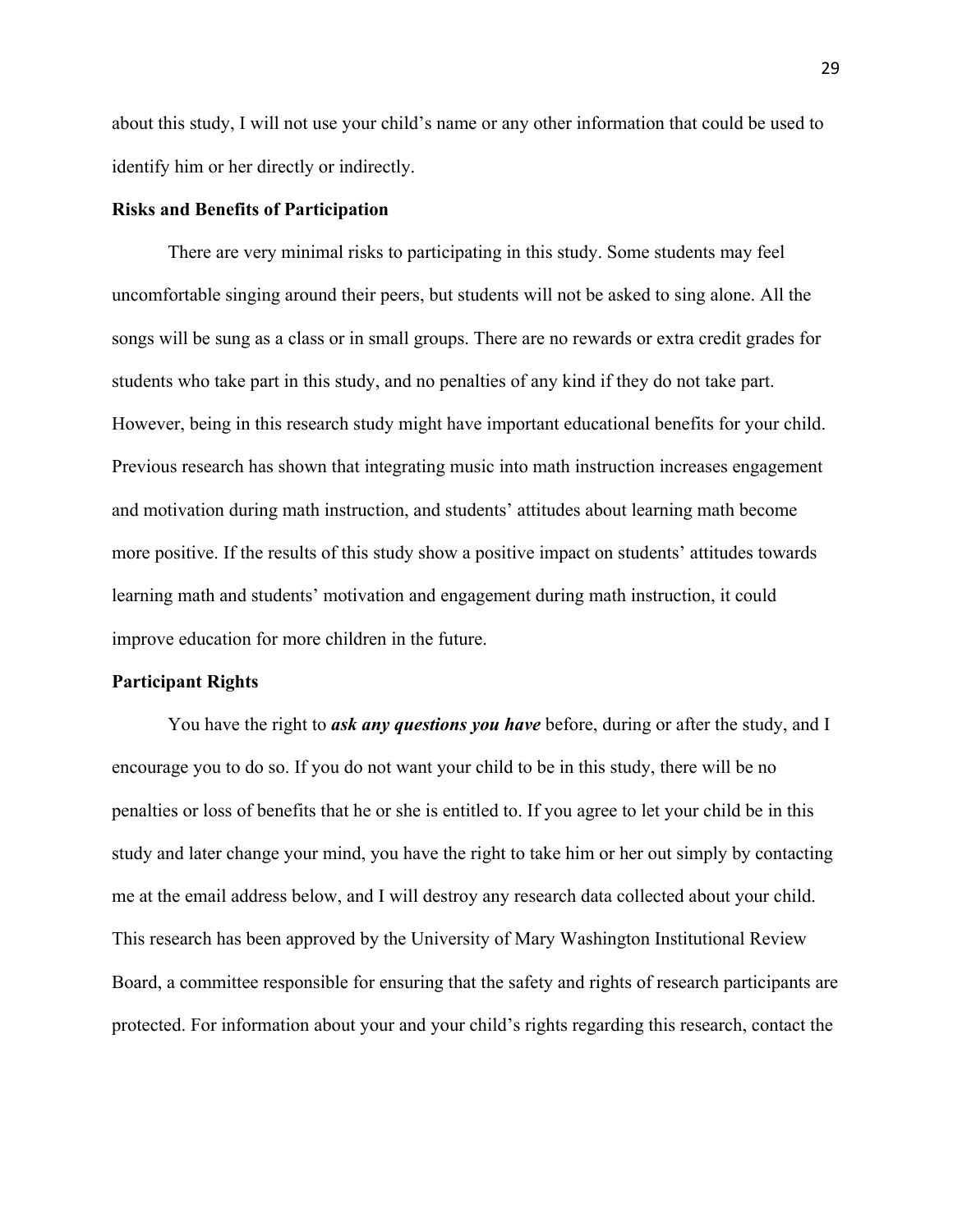about this study, I will not use your child's name or any other information that could be used to identify him or her directly or indirectly.

**Risks and Benefits of Participation**

There are very minimal risks to participating in this study. Some students may feel uncomfortable singing around their peers, but students will not be asked to sing alone. All the songs will be sung as a class or in small groups. There are no rewards or extra credit grades for students who take part in this study, and no penalties of any kind if they do not take part. However, being in this research study might have important educational benefits for your child. Previous research has shown that integrating music into math instruction increases engagement and motivation during math instruction, and students' attitudes about learning math become more positive. If the results of this study show a positive impact on students' attitudes towards learning math and students' motivation and engagement during math instruction, it could improve education for more children in the future.

**Participant Rights**

You have the right to ***ask any questions you have*** before, during or after the study, and I encourage you to do so. If you do not want your child to be in this study, there will be no penalties or loss of benefits that he or she is entitled to. If you agree to let your child be in this study and later change your mind, you have the right to take him or her out simply by contacting me at the email address below, and I will destroy any research data collected about your child. This research has been approved by the University of Mary Washington Institutional Review Board, a committee responsible for ensuring that the safety and rights of research participants are protected. For information about your and your child's rights regarding this research, contact the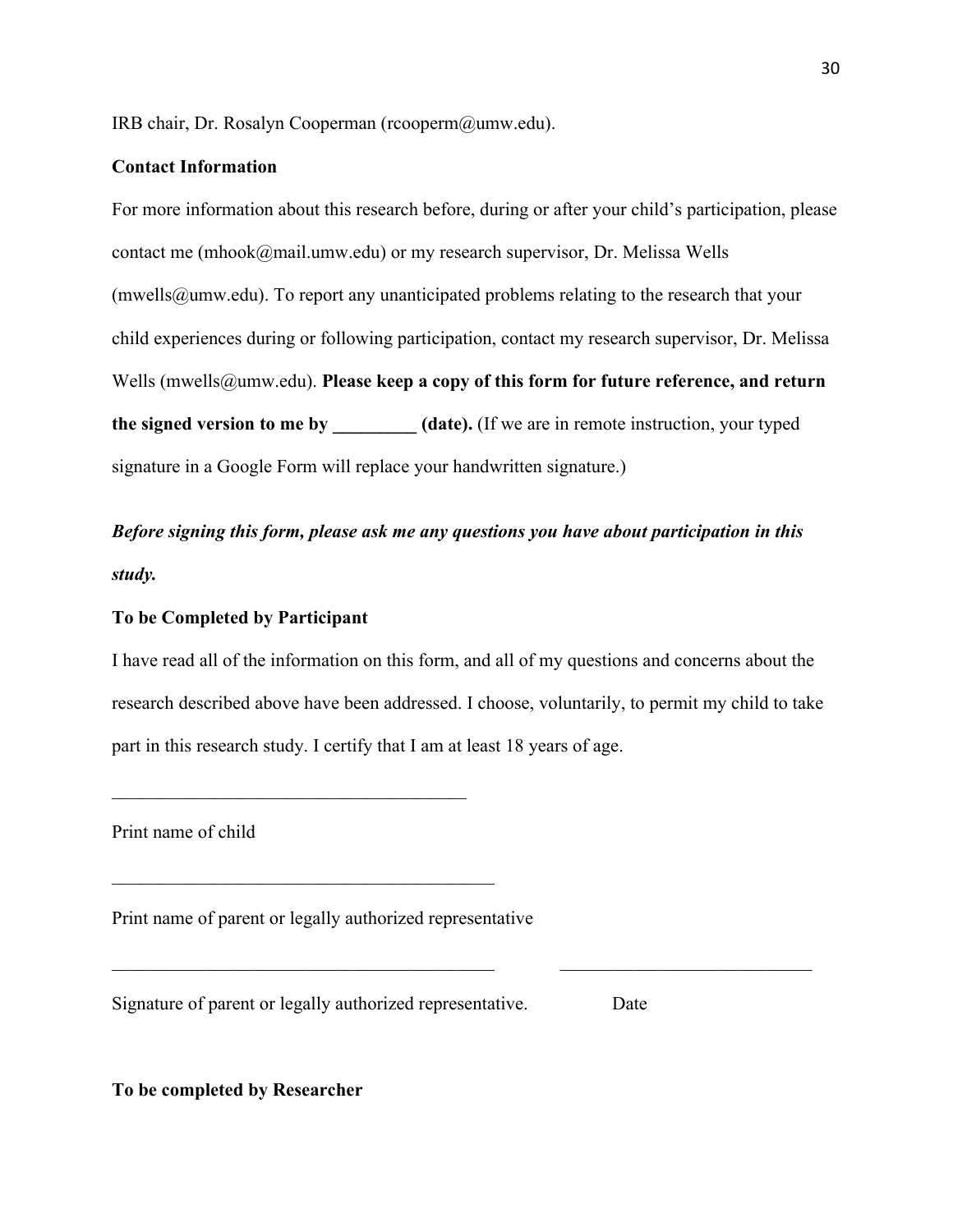IRB chair, Dr. Rosalyn Cooperman (rcooperm@umw.edu).

**Contact Information**

For more information about this research before, during or after your child's participation, please contact me (mhook@mail.umw.edu) or my research supervisor, Dr. Melissa Wells (mwells@umw.edu). To report any unanticipated problems relating to the research that your child experiences during or following participation, contact my research supervisor, Dr. Melissa Wells (mwells@umw.edu). **Please keep a copy of this form for future reference, and return the signed version to me by _________ (date).** (If we are in remote instruction, your typed signature in a Google Form will replace your handwritten signature.)

***Before signing this form, please ask me any questions you have about participation in this study.***

**To be Completed by Participant**

I have read all of the information on this form, and all of my questions and concerns about the research described above have been addressed. I choose, voluntarily, to permit my child to take part in this research study. I certify that I am at least 18 years of age.

_______________________________________

Print name of child

__________________________________________

Print name of parent or legally authorized representative

__________________________________________ ____________________________

Signature of parent or legally authorized representative. Date

**To be completed by Researcher**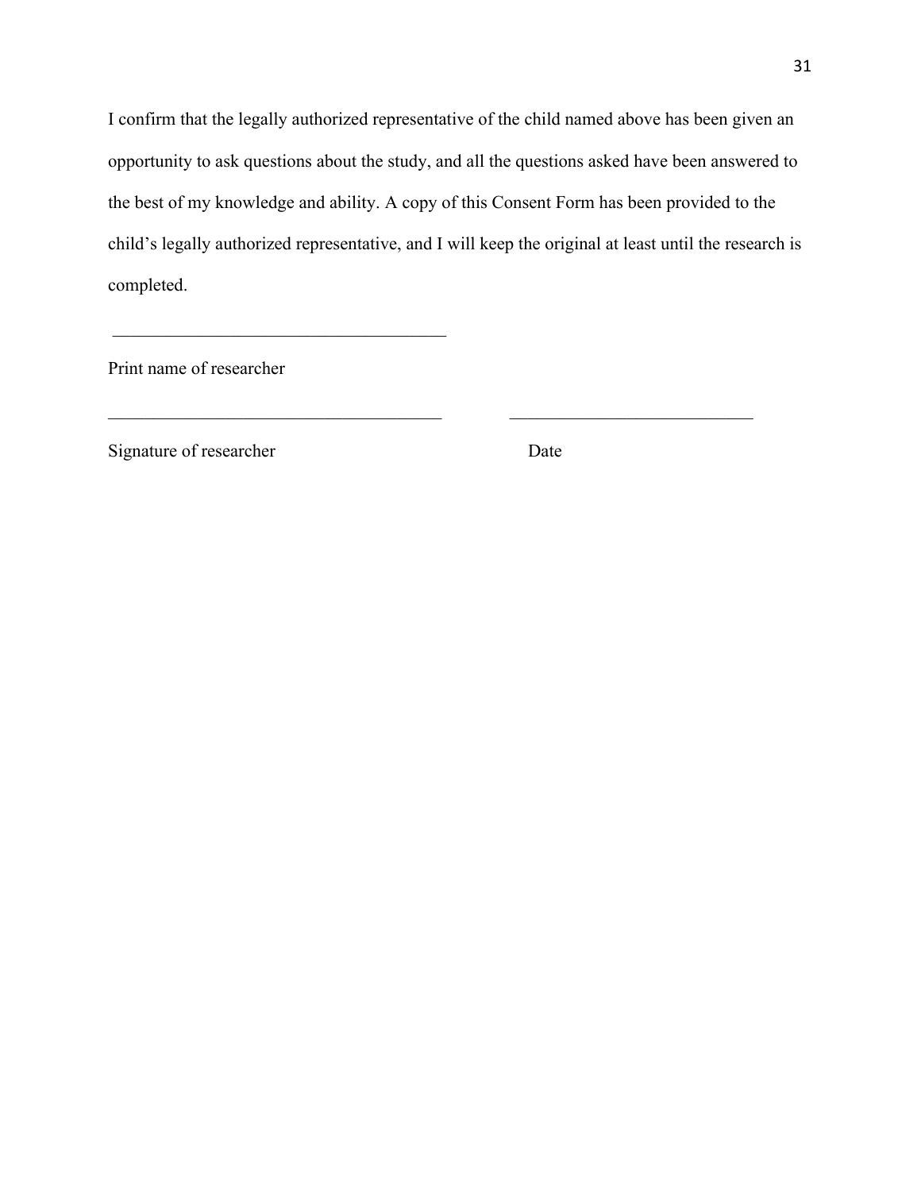I confirm that the legally authorized representative of the child named above has been given an opportunity to ask questions about the study, and all the questions asked have been answered to the best of my knowledge and ability. A copy of this Consent Form has been provided to the child's legally authorized representative, and I will keep the original at least until the research is completed.

\_\_\_\_\_\_\_\_\_\_\_\_\_\_\_\_\_\_\_\_\_\_\_\_\_\_\_\_\_\_\_\_\_\_\_\_\_\_

Print name of researcher

\_\_\_\_\_\_\_\_\_\_\_\_\_\_\_\_\_\_\_\_\_\_\_\_\_\_\_\_\_\_\_\_\_\_\_\_\_\_ \_\_\_\_\_\_\_\_\_\_\_\_\_\_\_\_\_\_\_\_\_\_\_\_\_\_\_\_

Signature of researcher Date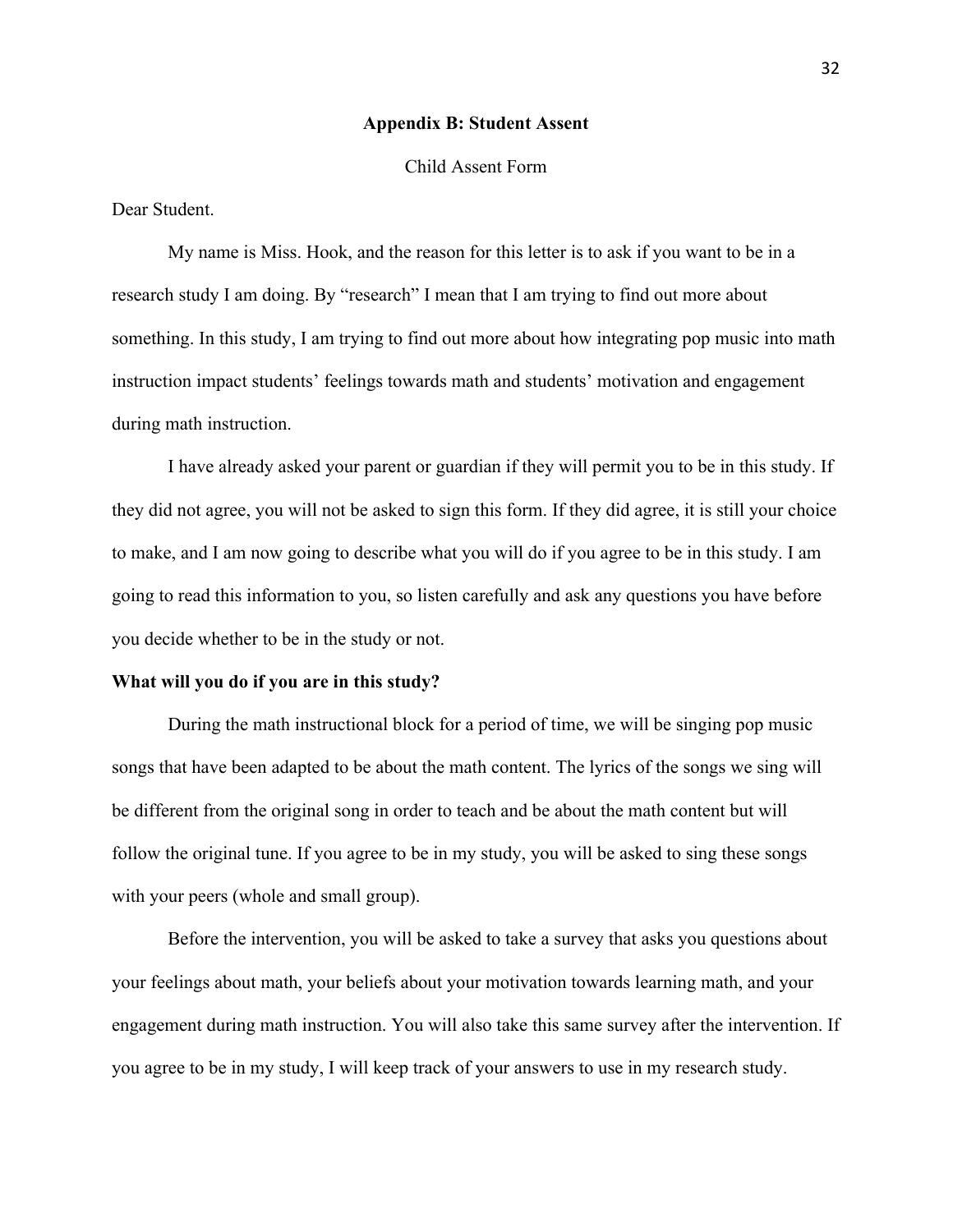## Appendix B: Student Assent

Child Assent Form

Dear Student.

My name is Miss. Hook, and the reason for this letter is to ask if you want to be in a research study I am doing. By "research" I mean that I am trying to find out more about something. In this study, I am trying to find out more about how integrating pop music into math instruction impact students' feelings towards math and students' motivation and engagement during math instruction.

I have already asked your parent or guardian if they will permit you to be in this study. If they did not agree, you will not be asked to sign this form. If they did agree, it is still your choice to make, and I am now going to describe what you will do if you agree to be in this study. I am going to read this information to you, so listen carefully and ask any questions you have before you decide whether to be in the study or not.

**What will you do if you are in this study?**

During the math instructional block for a period of time, we will be singing pop music songs that have been adapted to be about the math content. The lyrics of the songs we sing will be different from the original song in order to teach and be about the math content but will follow the original tune. If you agree to be in my study, you will be asked to sing these songs with your peers (whole and small group).

Before the intervention, you will be asked to take a survey that asks you questions about your feelings about math, your beliefs about your motivation towards learning math, and your engagement during math instruction. You will also take this same survey after the intervention. If you agree to be in my study, I will keep track of your answers to use in my research study.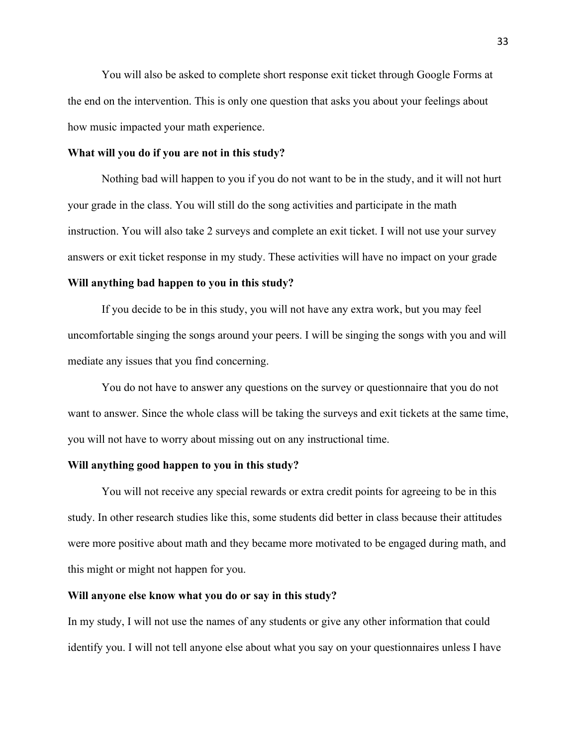You will also be asked to complete short response exit ticket through Google Forms at the end on the intervention. This is only one question that asks you about your feelings about how music impacted your math experience.

**What will you do if you are not in this study?**

Nothing bad will happen to you if you do not want to be in the study, and it will not hurt your grade in the class. You will still do the song activities and participate in the math instruction. You will also take 2 surveys and complete an exit ticket. I will not use your survey answers or exit ticket response in my study. These activities will have no impact on your grade

**Will anything bad happen to you in this study?**

If you decide to be in this study, you will not have any extra work, but you may feel uncomfortable singing the songs around your peers. I will be singing the songs with you and will mediate any issues that you find concerning.

You do not have to answer any questions on the survey or questionnaire that you do not want to answer. Since the whole class will be taking the surveys and exit tickets at the same time, you will not have to worry about missing out on any instructional time.

**Will anything good happen to you in this study?**

You will not receive any special rewards or extra credit points for agreeing to be in this study. In other research studies like this, some students did better in class because their attitudes were more positive about math and they became more motivated to be engaged during math, and this might or might not happen for you.

**Will anyone else know what you do or say in this study?**

In my study, I will not use the names of any students or give any other information that could identify you. I will not tell anyone else about what you say on your questionnaires unless I have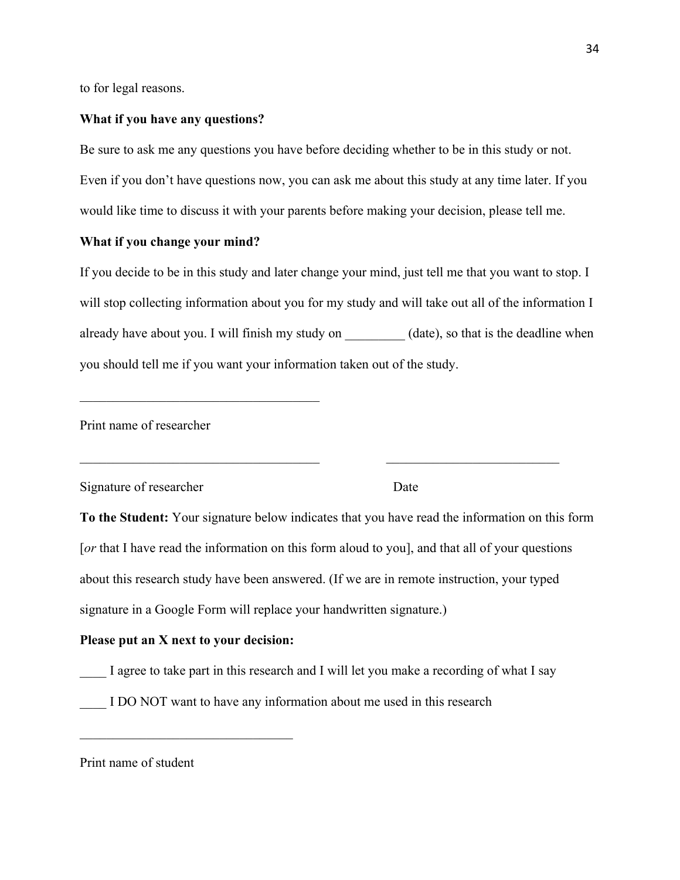to for legal reasons.

**What if you have any questions?**

Be sure to ask me any questions you have before deciding whether to be in this study or not. Even if you don't have questions now, you can ask me about this study at any time later. If you would like time to discuss it with your parents before making your decision, please tell me.

**What if you change your mind?**

If you decide to be in this study and later change your mind, just tell me that you want to stop. I will stop collecting information about you for my study and will take out all of the information I already have about you. I will finish my study on _________ (date), so that is the deadline when you should tell me if you want your information taken out of the study.

____________________________________

Print name of researcher

____________________________________ ____________________________

Signature of researcher Date

**To the Student:** Your signature below indicates that you have read the information on this form [*or* that I have read the information on this form aloud to you], and that all of your questions about this research study have been answered. (If we are in remote instruction, your typed signature in a Google Form will replace your handwritten signature.)

**Please put an X next to your decision:**

____ I agree to take part in this research and I will let you make a recording of what I say

____ I DO NOT want to have any information about me used in this research

________________________________

Print name of student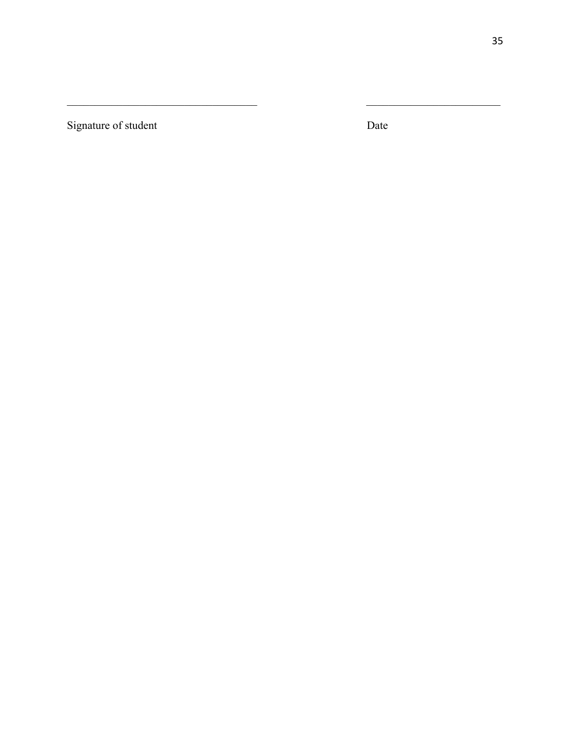\_\_\_\_\_\_\_\_\_\_\_\_\_\_\_\_\_\_\_\_\_\_\_\_\_\_\_\_\_\_\_\_\_\_\_ \_\_\_\_\_\_\_\_\_\_\_\_\_\_\_\_\_\_\_\_\_\_\_\_\_

Signature of student Date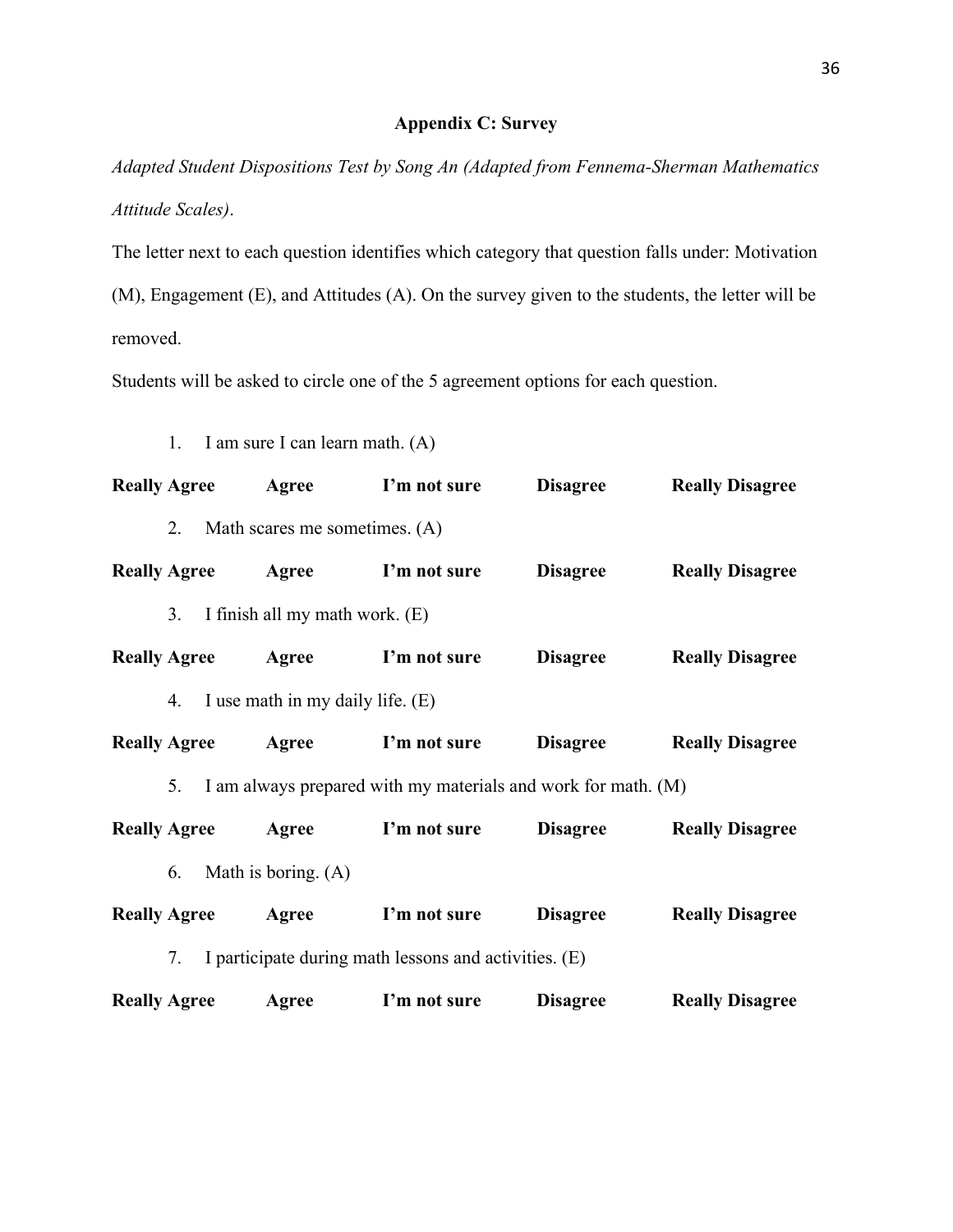## Appendix C: Survey

*Adapted Student Dispositions Test by Song An (Adapted from Fennema-Sherman Mathematics Attitude Scales)*.

The letter next to each question identifies which category that question falls under: Motivation (M), Engagement (E), and Attitudes (A). On the survey given to the students, the letter will be removed.

Students will be asked to circle one of the 5 agreement options for each question.

1. I am sure I can learn math. (A)

**Really Agree** **Agree** **I'm not sure** **Disagree** **Really Disagree**

2. Math scares me sometimes. (A)

**Really Agree** **Agree** **I'm not sure** **Disagree** **Really Disagree**

3. I finish all my math work. (E)

**Really Agree** **Agree** **I'm not sure** **Disagree** **Really Disagree**

4. I use math in my daily life. (E)

**Really Agree** **Agree** **I'm not sure** **Disagree** **Really Disagree**

5. I am always prepared with my materials and work for math. (M)

**Really Agree** **Agree** **I'm not sure** **Disagree** **Really Disagree**

6. Math is boring. (A)

**Really Agree** **Agree** **I'm not sure** **Disagree** **Really Disagree**

7. I participate during math lessons and activities. (E)

**Really Agree** **Agree** **I'm not sure** **Disagree** **Really Disagree**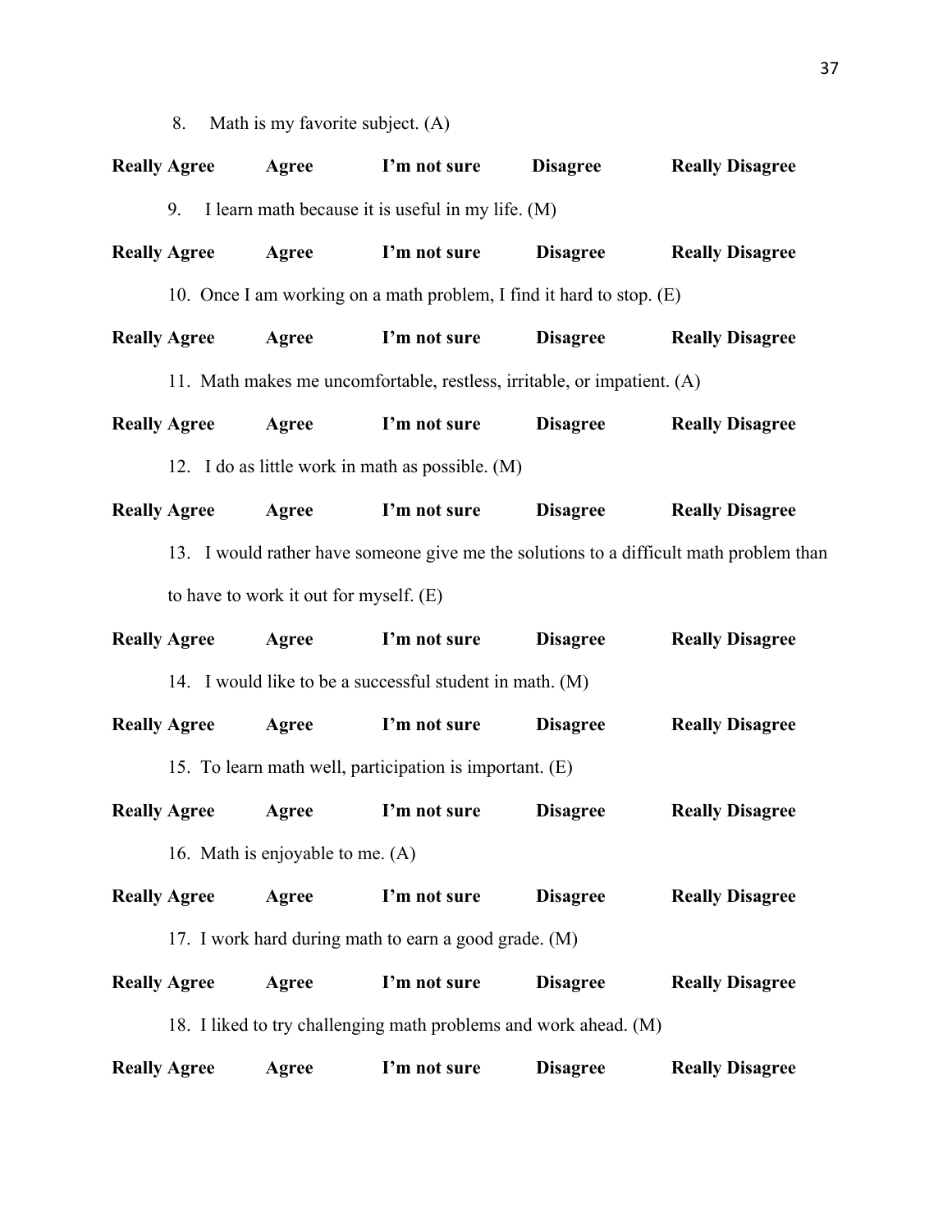8. Math is my favorite subject. (A)

**Really Agree** **Agree** **I'm not sure** **Disagree** **Really Disagree**

9. I learn math because it is useful in my life. (M)

**Really Agree** **Agree** **I'm not sure** **Disagree** **Really Disagree**

10. Once I am working on a math problem, I find it hard to stop. (E)

**Really Agree** **Agree** **I'm not sure** **Disagree** **Really Disagree**

11. Math makes me uncomfortable, restless, irritable, or impatient. (A)

**Really Agree** **Agree** **I'm not sure** **Disagree** **Really Disagree**

12. I do as little work in math as possible. (M)

**Really Agree** **Agree** **I'm not sure** **Disagree** **Really Disagree**

13. I would rather have someone give me the solutions to a difficult math problem than to have to work it out for myself. (E)

**Really Agree** **Agree** **I'm not sure** **Disagree** **Really Disagree**

14. I would like to be a successful student in math. (M)

**Really Agree** **Agree** **I'm not sure** **Disagree** **Really Disagree**

15. To learn math well, participation is important. (E)

**Really Agree** **Agree** **I'm not sure** **Disagree** **Really Disagree**

16. Math is enjoyable to me. (A)

**Really Agree** **Agree** **I'm not sure** **Disagree** **Really Disagree**

17. I work hard during math to earn a good grade. (M)

**Really Agree** **Agree** **I'm not sure** **Disagree** **Really Disagree**

18. I liked to try challenging math problems and work ahead. (M)

**Really Agree** **Agree** **I'm not sure** **Disagree** **Really Disagree**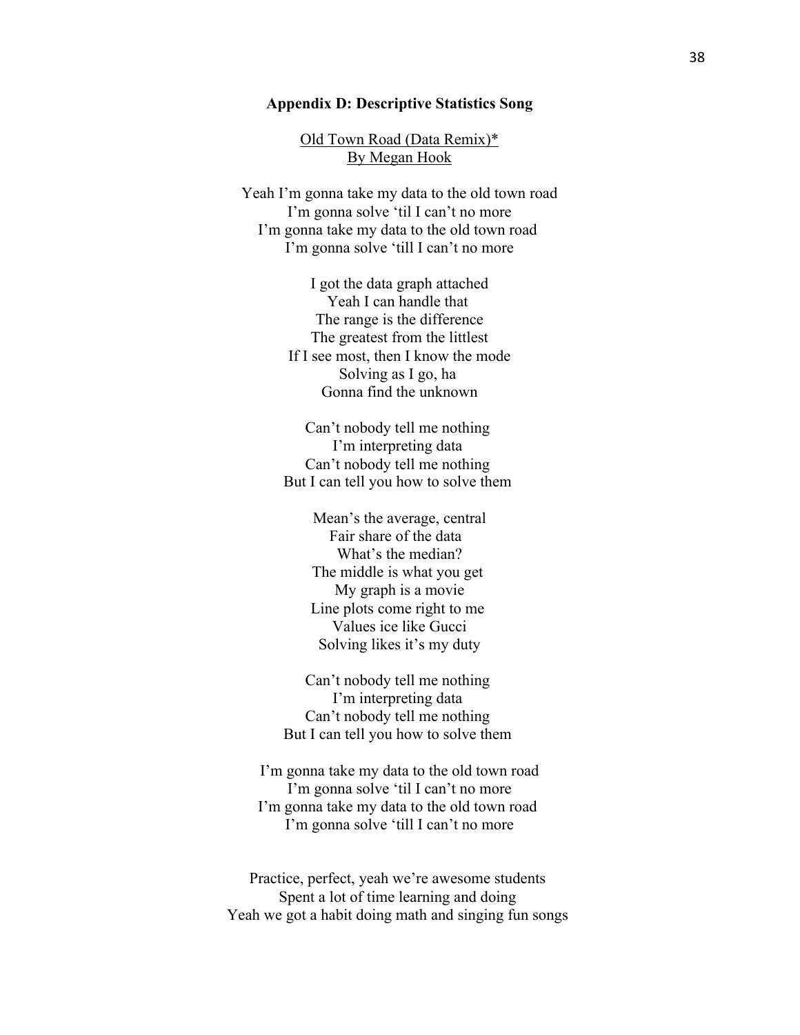## Appendix D: Descriptive Statistics Song

Old Town Road (Data Remix)*
By Megan Hook

Yeah I'm gonna take my data to the old town road
I'm gonna solve 'til I can't no more
I'm gonna take my data to the old town road
I'm gonna solve 'till I can't no more

I got the data graph attached
Yeah I can handle that
The range is the difference
The greatest from the littlest
If I see most, then I know the mode
Solving as I go, ha
Gonna find the unknown

Can't nobody tell me nothing
I'm interpreting data
Can't nobody tell me nothing
But I can tell you how to solve them

Mean's the average, central
Fair share of the data
What's the median?
The middle is what you get
My graph is a movie
Line plots come right to me
Values ice like Gucci
Solving likes it's my duty

Can't nobody tell me nothing
I'm interpreting data
Can't nobody tell me nothing
But I can tell you how to solve them

I'm gonna take my data to the old town road
I'm gonna solve 'til I can't no more
I'm gonna take my data to the old town road
I'm gonna solve 'till I can't no more

Practice, perfect, yeah we're awesome students
Spent a lot of time learning and doing
Yeah we got a habit doing math and singing fun songs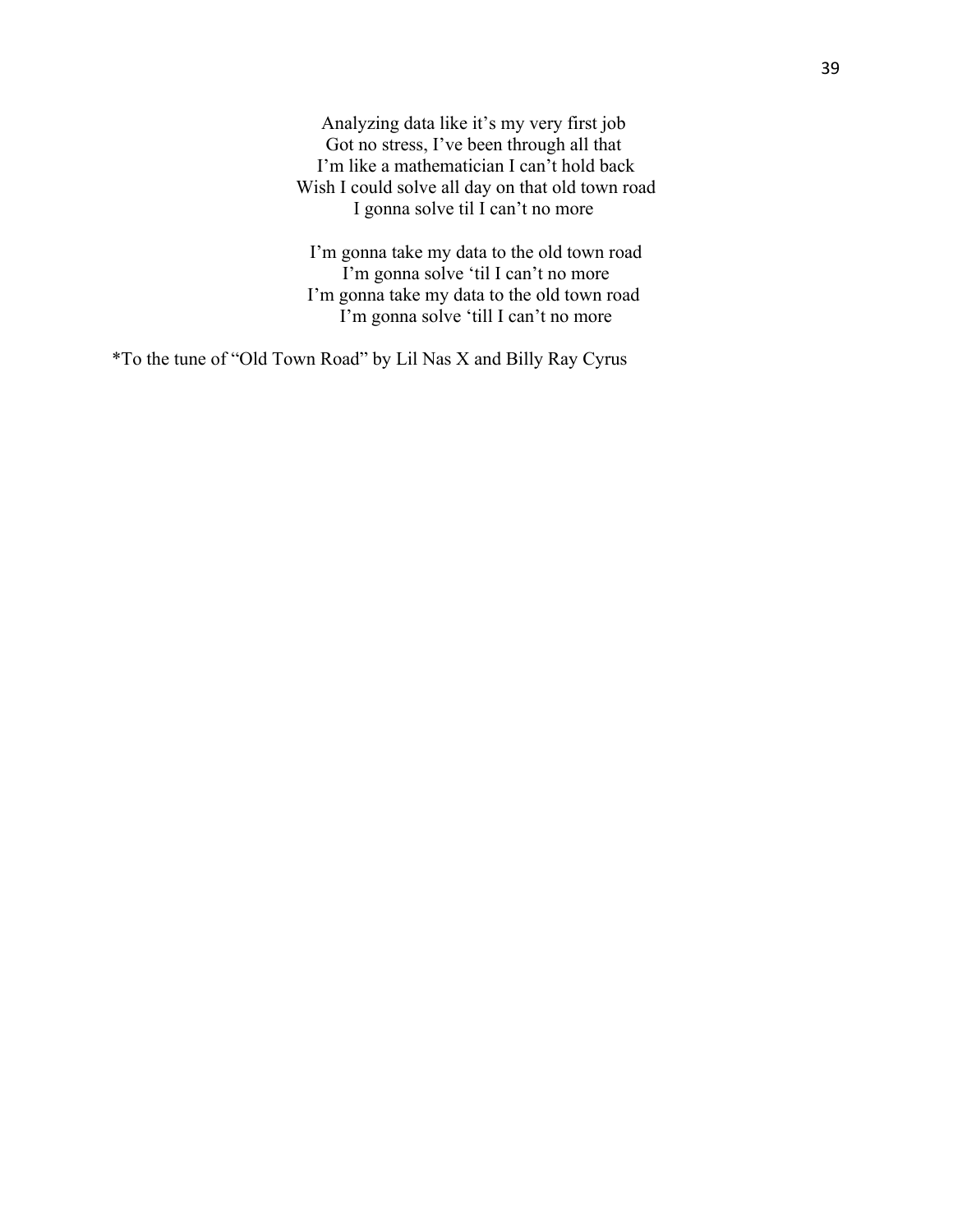Analyzing data like it's my very first job  
Got no stress, I've been through all that  
I'm like a mathematician I can't hold back  
Wish I could solve all day on that old town road  
I gonna solve til I can't no more

I'm gonna take my data to the old town road  
I'm gonna solve 'til I can't no more  
I'm gonna take my data to the old town road  
I'm gonna solve 'till I can't no more

*To the tune of "Old Town Road" by Lil Nas X and Billy Ray Cyrus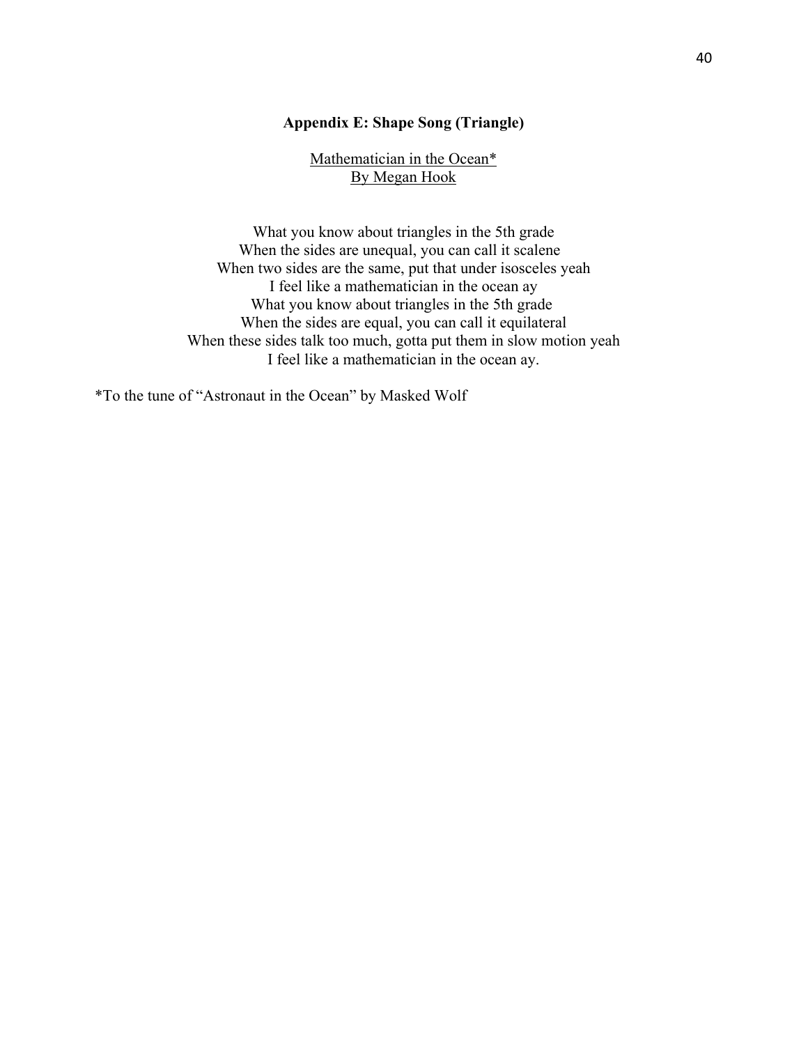## Appendix E: Shape Song (Triangle)

Mathematician in the Ocean*
By Megan Hook

What you know about triangles in the 5th grade
When the sides are unequal, you can call it scalene
When two sides are the same, put that under isosceles yeah
I feel like a mathematician in the ocean ay
What you know about triangles in the 5th grade
When the sides are equal, you can call it equilateral
When these sides talk too much, gotta put them in slow motion yeah
I feel like a mathematician in the ocean ay.

*To the tune of "Astronaut in the Ocean" by Masked Wolf